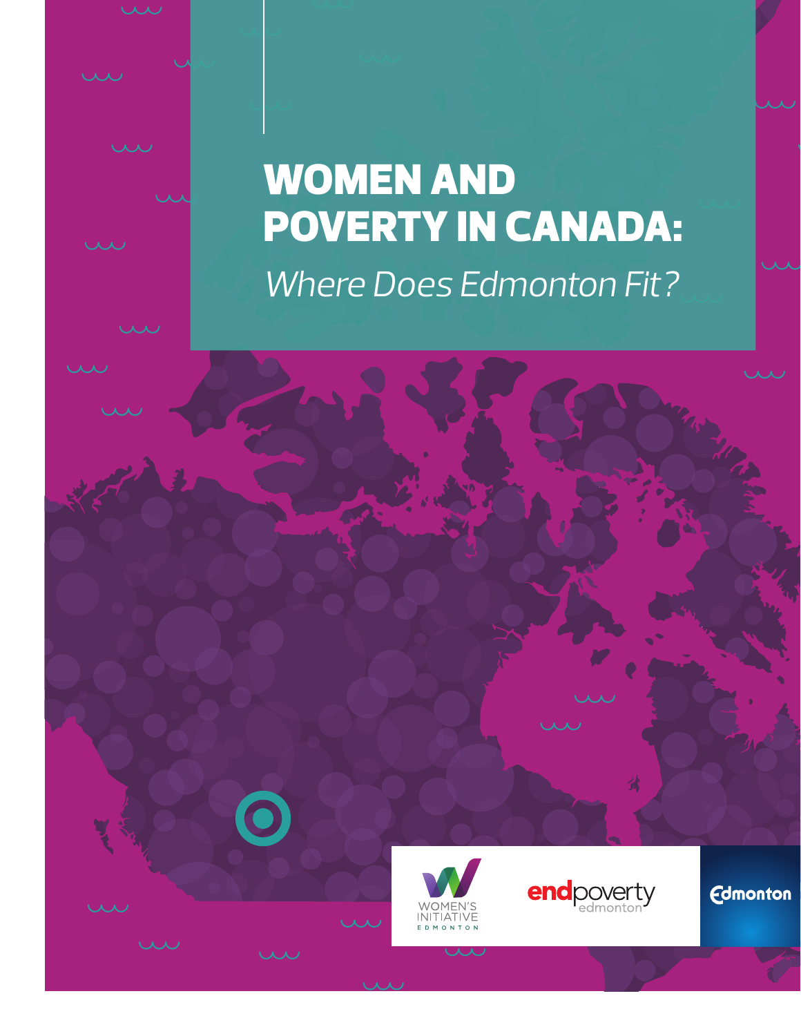# WOMEN AND POVERTY IN CANADA:

*Where Does Edmonton Fit?*

WOMEN'S INITIATIVE EDMONTON

endpoverty edmonton

Edmonton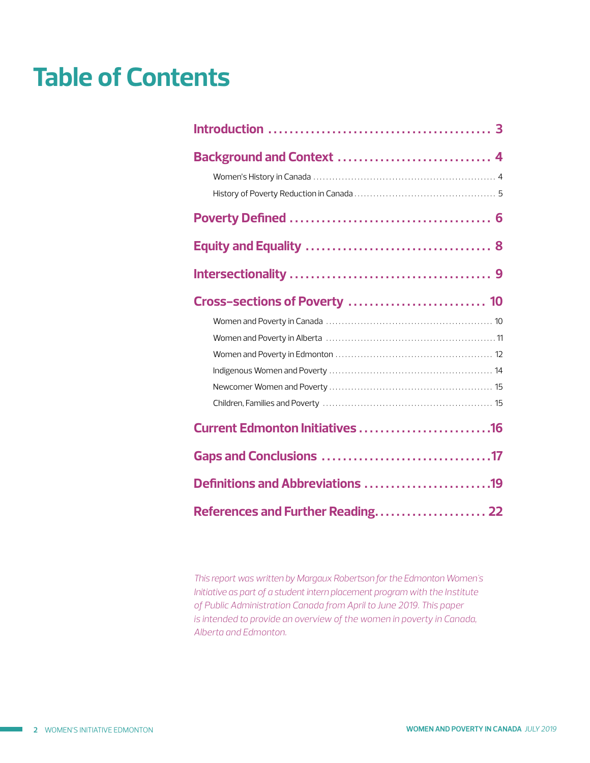# Table of Contents

**Introduction** .......................................... 3

**Background and Context** .............................. 4

- Women's History in Canada ........................................................ 4
- History of Poverty Reduction in Canada ............................................ 5

**Poverty Defined** ...................................... 6

**Equity and Equality** ................................... 8

**Intersectionality** ...................................... 9

**Cross-sections of Poverty** ........................... 10

- Women and Poverty in Canada .................................................... 10
- Women and Poverty in Alberta .................................................... 11
- Women and Poverty in Edmonton ................................................. 12
- Indigenous Women and Poverty .................................................. 14
- Newcomer Women and Poverty ................................................... 15
- Children, Families and Poverty .................................................... 15

**Current Edmonton Initiatives** .........................16

**Gaps and Conclusions** ................................17

**Definitions and Abbreviations** ........................19

**References and Further Reading**..................... 22

*This report was written by Margaux Robertson for the Edmonton Women's Initiative as part of a student intern placement program with the Institute of Public Administration Canada from April to June 2019. This paper is intended to provide an overview of the women in poverty in Canada, Alberta and Edmonton.*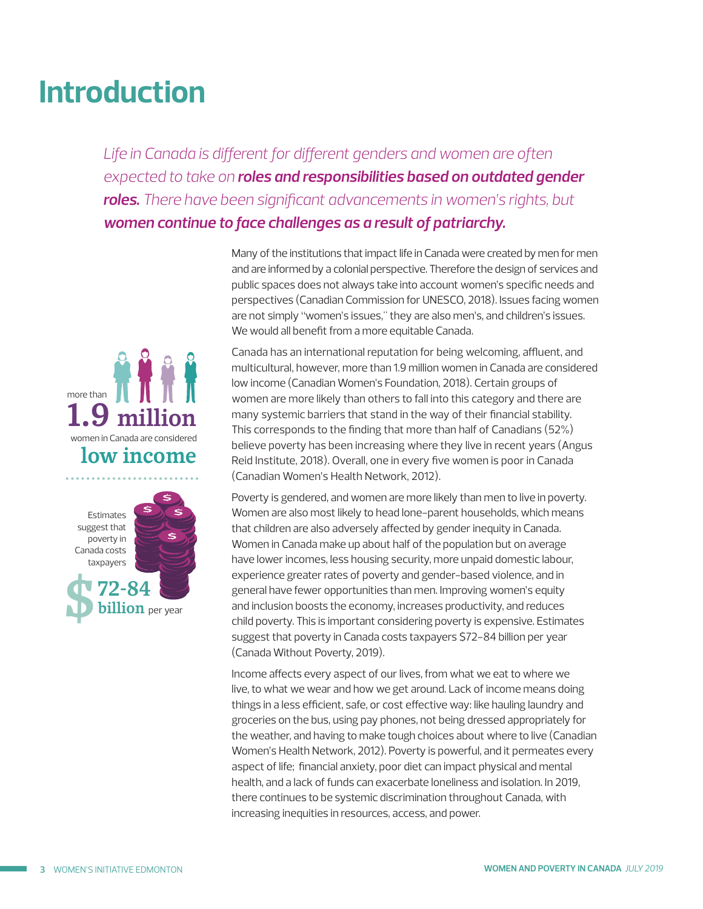# Introduction

*Life in Canada is different for different genders and women are often expected to take on **roles and responsibilities based on outdated gender roles.** There have been significant advancements in women's rights, but **women continue to face challenges as a result of patriarchy.***

more than **1.9 million** women in Canada are considered **low income**

Estimates suggest that poverty in Canada costs taxpayers **$72-84 billion** per year

Many of the institutions that impact life in Canada were created by men for men and are informed by a colonial perspective. Therefore the design of services and public spaces does not always take into account women's specific needs and perspectives (Canadian Commission for UNESCO, 2018). Issues facing women are not simply "women's issues," they are also men's, and children's issues. We would all benefit from a more equitable Canada.

Canada has an international reputation for being welcoming, affluent, and multicultural, however, more than 1.9 million women in Canada are considered low income (Canadian Women's Foundation, 2018). Certain groups of women are more likely than others to fall into this category and there are many systemic barriers that stand in the way of their financial stability. This corresponds to the finding that more than half of Canadians (52%) believe poverty has been increasing where they live in recent years (Angus Reid Institute, 2018). Overall, one in every five women is poor in Canada (Canadian Women's Health Network, 2012).

Poverty is gendered, and women are more likely than men to live in poverty. Women are also most likely to head lone-parent households, which means that children are also adversely affected by gender inequity in Canada. Women in Canada make up about half of the population but on average have lower incomes, less housing security, more unpaid domestic labour, experience greater rates of poverty and gender-based violence, and in general have fewer opportunities than men. Improving women's equity and inclusion boosts the economy, increases productivity, and reduces child poverty. This is important considering poverty is expensive. Estimates suggest that poverty in Canada costs taxpayers $72-84 billion per year (Canada Without Poverty, 2019).

Income affects every aspect of our lives, from what we eat to where we live, to what we wear and how we get around. Lack of income means doing things in a less efficient, safe, or cost effective way: like hauling laundry and groceries on the bus, using pay phones, not being dressed appropriately for the weather, and having to make tough choices about where to live (Canadian Women's Health Network, 2012). Poverty is powerful, and it permeates every aspect of life; financial anxiety, poor diet can impact physical and mental health, and a lack of funds can exacerbate loneliness and isolation. In 2019, there continues to be systemic discrimination throughout Canada, with increasing inequities in resources, access, and power.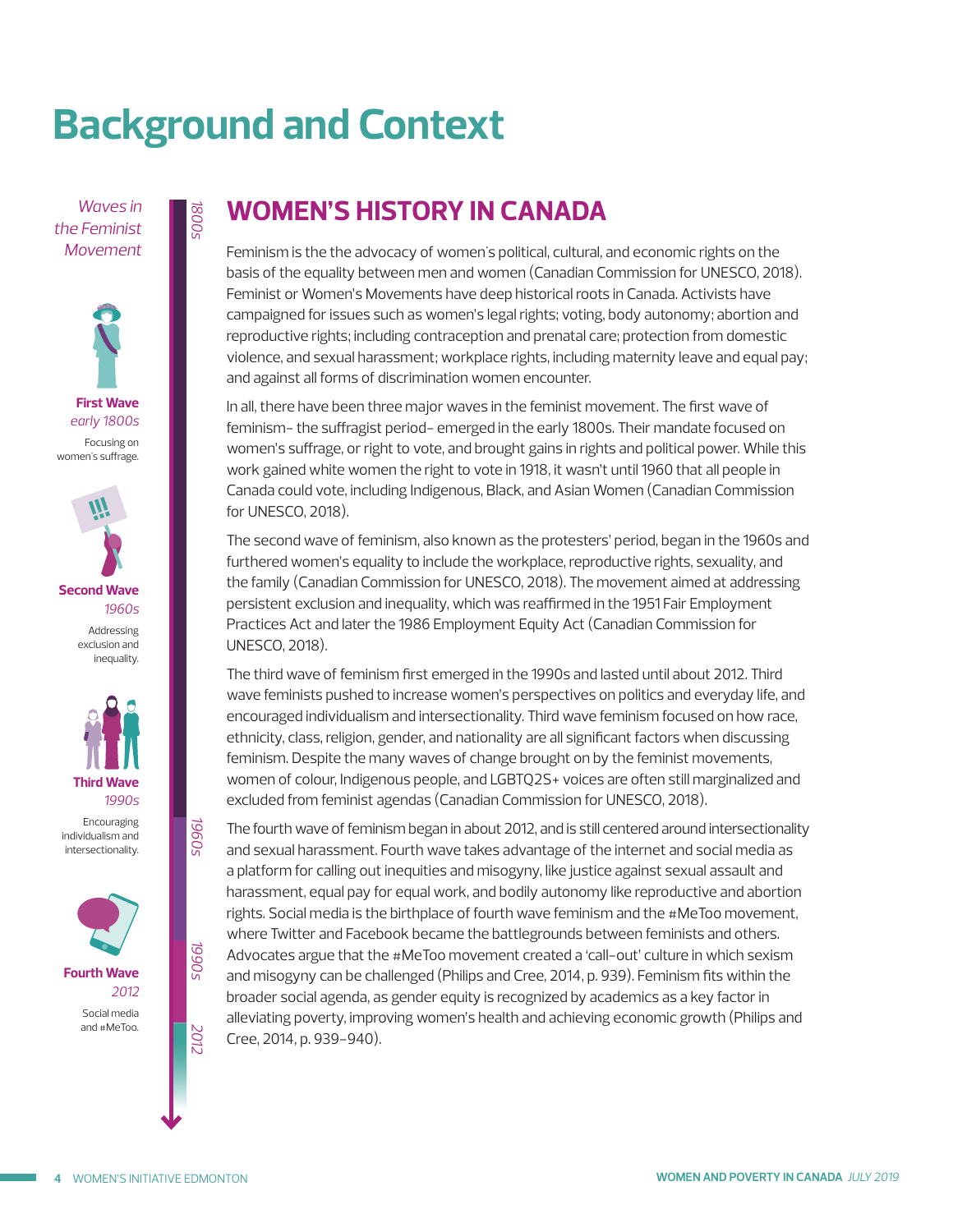# Background and Context

*Waves in the Feminist Movement*

**First Wave**
*early 1800s*
Focusing on women's suffrage.

**Second Wave**
*1960s*
Addressing exclusion and inequality.

**Third Wave**
*1990s*
Encouraging individualism and intersectionality.

**Fourth Wave**
*2012*
Social media and #MeToo.

## WOMEN'S HISTORY IN CANADA

Feminism is the the advocacy of women's political, cultural, and economic rights on the basis of the equality between men and women (Canadian Commission for UNESCO, 2018). Feminist or Women's Movements have deep historical roots in Canada. Activists have campaigned for issues such as women's legal rights; voting, body autonomy; abortion and reproductive rights; including contraception and prenatal care; protection from domestic violence, and sexual harassment; workplace rights, including maternity leave and equal pay; and against all forms of discrimination women encounter.

In all, there have been three major waves in the feminist movement. The first wave of feminism– the suffragist period– emerged in the early 1800s. Their mandate focused on women's suffrage, or right to vote, and brought gains in rights and political power. While this work gained white women the right to vote in 1918, it wasn't until 1960 that all people in Canada could vote, including Indigenous, Black, and Asian Women (Canadian Commission for UNESCO, 2018).

The second wave of feminism, also known as the protesters' period, began in the 1960s and furthered women's equality to include the workplace, reproductive rights, sexuality, and the family (Canadian Commission for UNESCO, 2018). The movement aimed at addressing persistent exclusion and inequality, which was reaffirmed in the 1951 Fair Employment Practices Act and later the 1986 Employment Equity Act (Canadian Commission for UNESCO, 2018).

The third wave of feminism first emerged in the 1990s and lasted until about 2012. Third wave feminists pushed to increase women's perspectives on politics and everyday life, and encouraged individualism and intersectionality. Third wave feminism focused on how race, ethnicity, class, religion, gender, and nationality are all significant factors when discussing feminism. Despite the many waves of change brought on by the feminist movements, women of colour, Indigenous people, and LGBTQ2S+ voices are often still marginalized and excluded from feminist agendas (Canadian Commission for UNESCO, 2018).

The fourth wave of feminism began in about 2012, and is still centered around intersectionality and sexual harassment. Fourth wave takes advantage of the internet and social media as a platform for calling out inequities and misogyny, like justice against sexual assault and harassment, equal pay for equal work, and bodily autonomy like reproductive and abortion rights. Social media is the birthplace of fourth wave feminism and the #MeToo movement, where Twitter and Facebook became the battlegrounds between feminists and others. Advocates argue that the #MeToo movement created a 'call-out' culture in which sexism and misogyny can be challenged (Philips and Cree, 2014, p. 939). Feminism fits within the broader social agenda, as gender equity is recognized by academics as a key factor in alleviating poverty, improving women's health and achieving economic growth (Philips and Cree, 2014, p. 939-940).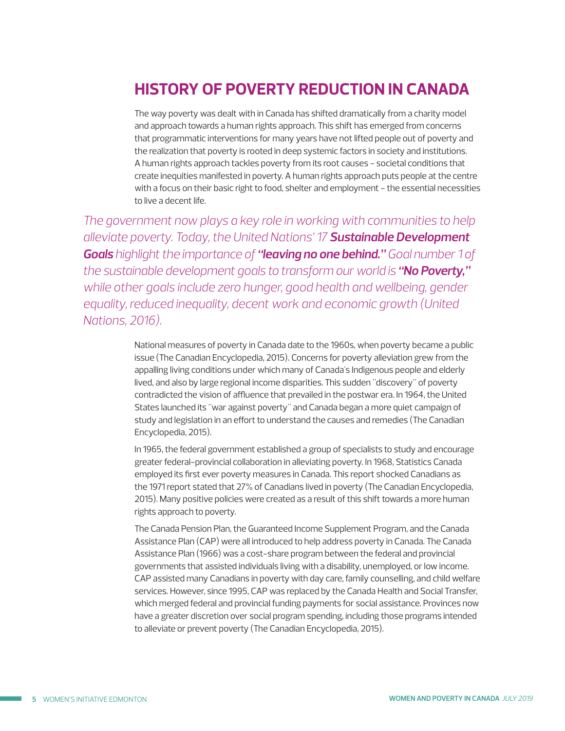## HISTORY OF POVERTY REDUCTION IN CANADA

The way poverty was dealt with in Canada has shifted dramatically from a charity model and approach towards a human rights approach. This shift has emerged from concerns that programmatic interventions for many years have not lifted people out of poverty and the realization that poverty is rooted in deep systemic factors in society and institutions. A human rights approach tackles poverty from its root causes – societal conditions that create inequities manifested in poverty. A human rights approach puts people at the centre with a focus on their basic right to food, shelter and employment – the essential necessities to live a decent life.

*The government now plays a key role in working with communities to help alleviate poverty. Today, the United Nations' 17* ***Sustainable Development Goals*** *highlight the importance of* ***"leaving no one behind."*** *Goal number 1 of the sustainable development goals to transform our world is* ***"No Poverty,"*** *while other goals include zero hunger, good health and wellbeing, gender equality, reduced inequality, decent work and economic growth (United Nations, 2016).*

National measures of poverty in Canada date to the 1960s, when poverty became a public issue (The Canadian Encyclopedia, 2015). Concerns for poverty alleviation grew from the appalling living conditions under which many of Canada's Indigenous people and elderly lived, and also by large regional income disparities. This sudden "discovery" of poverty contradicted the vision of affluence that prevailed in the postwar era. In 1964, the United States launched its "war against poverty" and Canada began a more quiet campaign of study and legislation in an effort to understand the causes and remedies (The Canadian Encyclopedia, 2015).

In 1965, the federal government established a group of specialists to study and encourage greater federal-provincial collaboration in alleviating poverty. In 1968, Statistics Canada employed its first ever poverty measures in Canada. This report shocked Canadians as the 1971 report stated that 27% of Canadians lived in poverty (The Canadian Encyclopedia, 2015). Many positive policies were created as a result of this shift towards a more human rights approach to poverty.

The Canada Pension Plan, the Guaranteed Income Supplement Program, and the Canada Assistance Plan (CAP) were all introduced to help address poverty in Canada. The Canada Assistance Plan (1966) was a cost-share program between the federal and provincial governments that assisted individuals living with a disability, unemployed, or low income. CAP assisted many Canadians in poverty with day care, family counselling, and child welfare services. However, since 1995, CAP was replaced by the Canada Health and Social Transfer, which merged federal and provincial funding payments for social assistance. Provinces now have a greater discretion over social program spending, including those programs intended to alleviate or prevent poverty (The Canadian Encyclopedia, 2015).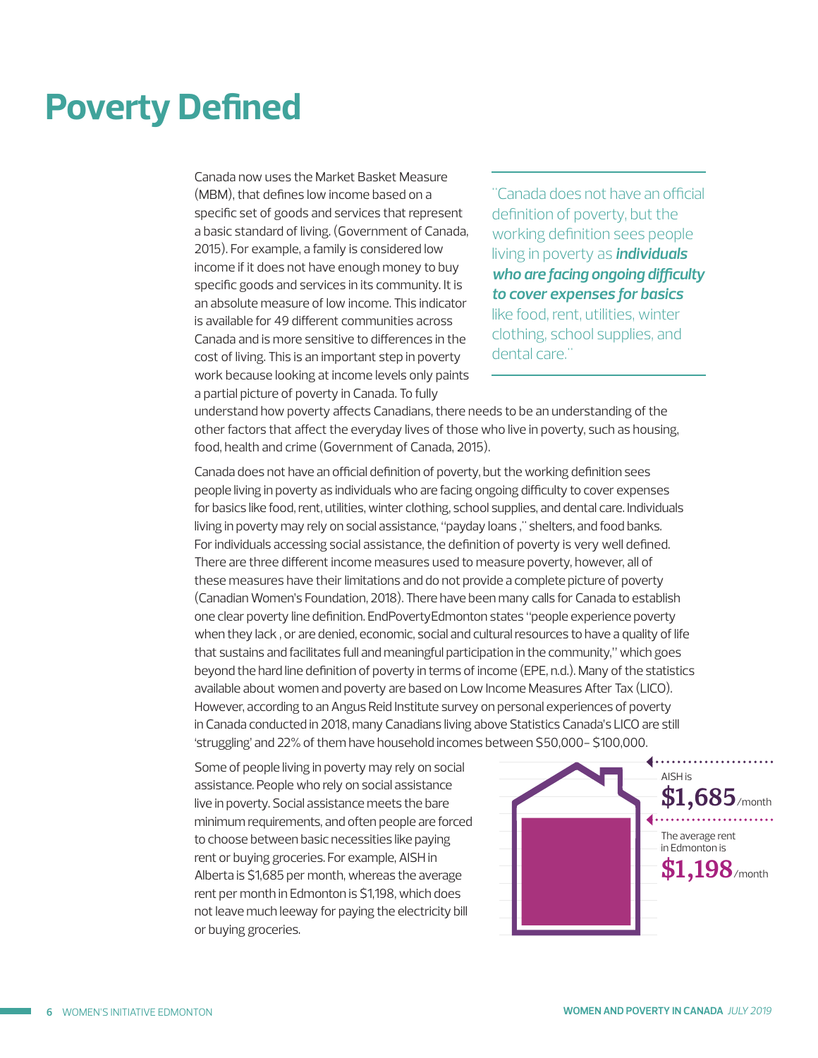# Poverty Defined

Canada now uses the Market Basket Measure (MBM), that defines low income based on a specific set of goods and services that represent a basic standard of living. (Government of Canada, 2015). For example, a family is considered low income if it does not have enough money to buy specific goods and services in its community. It is an absolute measure of low income. This indicator is available for 49 different communities across Canada and is more sensitive to differences in the cost of living. This is an important step in poverty work because looking at income levels only paints a partial picture of poverty in Canada. To fully understand how poverty affects Canadians, there needs to be an understanding of the other factors that affect the everyday lives of those who live in poverty, such as housing, food, health and crime (Government of Canada, 2015).

> "Canada does not have an official definition of poverty, but the working definition sees people living in poverty as ***individuals who are facing ongoing difficulty to cover expenses for basics*** like food, rent, utilities, winter clothing, school supplies, and dental care."

Canada does not have an official definition of poverty, but the working definition sees people living in poverty as individuals who are facing ongoing difficulty to cover expenses for basics like food, rent, utilities, winter clothing, school supplies, and dental care. Individuals living in poverty may rely on social assistance, "payday loans ," shelters, and food banks. For individuals accessing social assistance, the definition of poverty is very well defined. There are three different income measures used to measure poverty, however, all of these measures have their limitations and do not provide a complete picture of poverty (Canadian Women's Foundation, 2018). There have been many calls for Canada to establish one clear poverty line definition. EndPovertyEdmonton states "people experience poverty when they lack , or are denied, economic, social and cultural resources to have a quality of life that sustains and facilitates full and meaningful participation in the community," which goes beyond the hard line definition of poverty in terms of income (EPE, n.d.). Many of the statistics available about women and poverty are based on Low Income Measures After Tax (LICO). However, according to an Angus Reid Institute survey on personal experiences of poverty in Canada conducted in 2018, many Canadians living above Statistics Canada's LICO are still 'struggling' and 22% of them have household incomes between $50,000– $100,000.

Some of people living in poverty may rely on social assistance. People who rely on social assistance live in poverty. Social assistance meets the bare minimum requirements, and often people are forced to choose between basic necessities like paying rent or buying groceries. For example, AISH in Alberta is $1,685 per month, whereas the average rent per month in Edmonton is $1,198, which does not leave much leeway for paying the electricity bill or buying groceries.

AISH is **$1,685**/month

The average rent in Edmonton is **$1,198**/month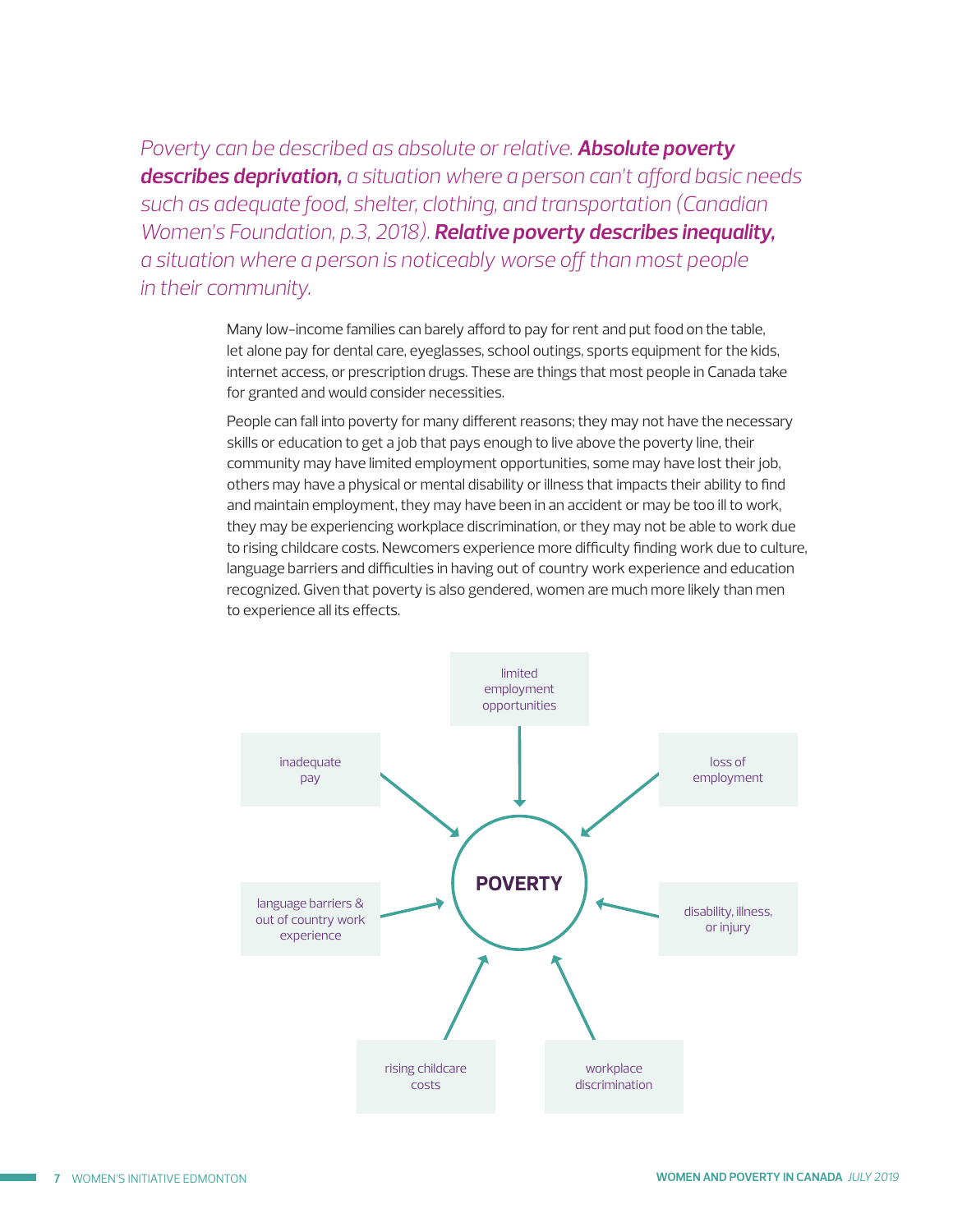*Poverty can be described as absolute or relative.* ***Absolute poverty describes deprivation,*** *a situation where a person can't afford basic needs such as adequate food, shelter, clothing, and transportation (Canadian Women's Foundation, p.3, 2018).* ***Relative poverty describes inequality,*** *a situation where a person is noticeably worse off than most people in their community.*

Many low-income families can barely afford to pay for rent and put food on the table, let alone pay for dental care, eyeglasses, school outings, sports equipment for the kids, internet access, or prescription drugs. These are things that most people in Canada take for granted and would consider necessities.

People can fall into poverty for many different reasons; they may not have the necessary skills or education to get a job that pays enough to live above the poverty line, their community may have limited employment opportunities, some may have lost their job, others may have a physical or mental disability or illness that impacts their ability to find and maintain employment, they may have been in an accident or may be too ill to work, they may be experiencing workplace discrimination, or they may not be able to work due to rising childcare costs. Newcomers experience more difficulty finding work due to culture, language barriers and difficulties in having out of country work experience and education recognized. Given that poverty is also gendered, women are much more likely than men to experience all its effects.

limited employment opportunities

inadequate pay

loss of employment

**POVERTY**

language barriers & out of country work experience

disability, illness, or injury

rising childcare costs

workplace discrimination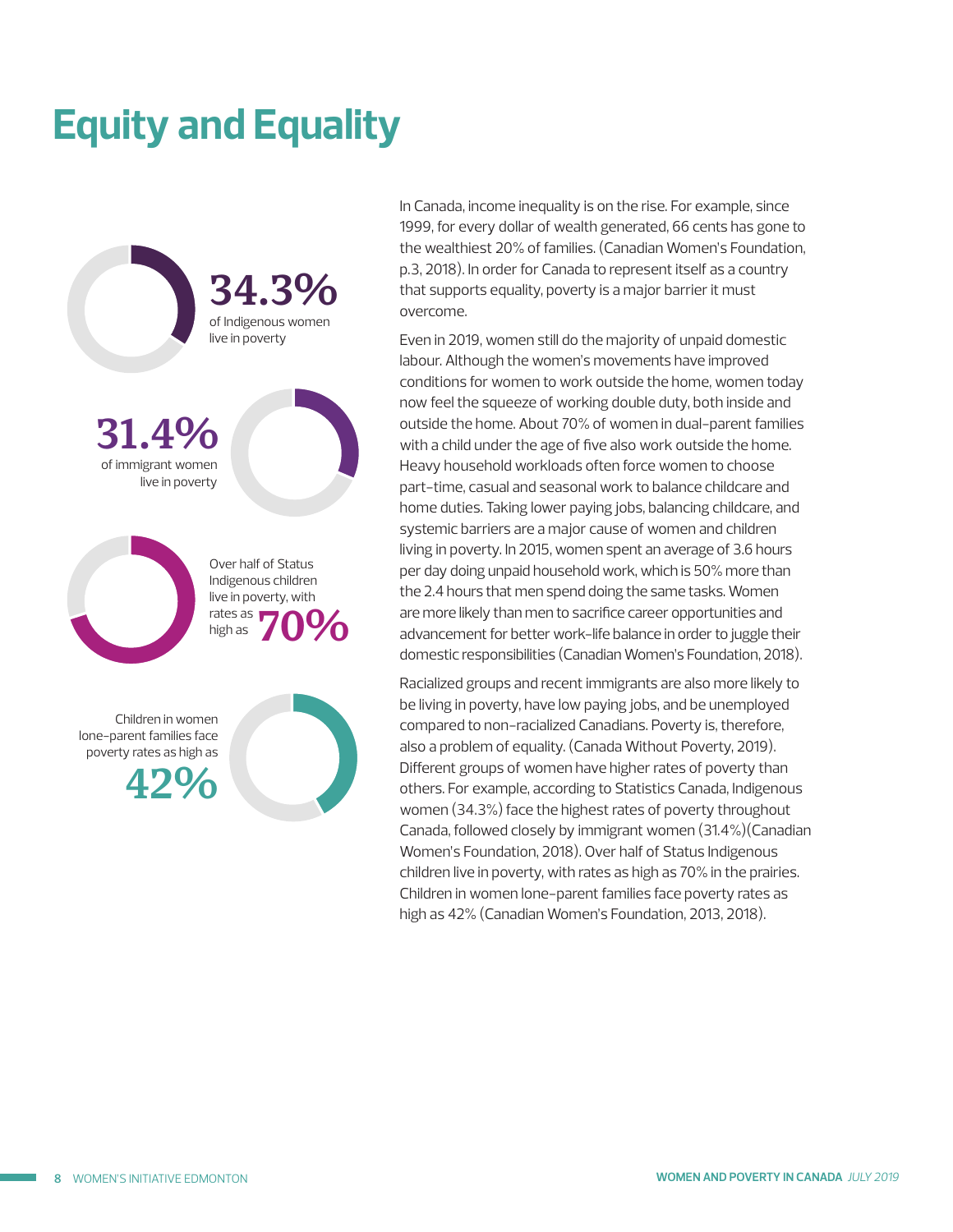# Equity and Equality

**34.3%**
of Indigenous women live in poverty

**31.4%**
of immigrant women live in poverty

Over half of Status Indigenous children live in poverty, with rates as high as **70%**

Children in women lone-parent families face poverty rates as high as **42%**

In Canada, income inequality is on the rise. For example, since 1999, for every dollar of wealth generated, 66 cents has gone to the wealthiest 20% of families. (Canadian Women's Foundation, p.3, 2018). In order for Canada to represent itself as a country that supports equality, poverty is a major barrier it must overcome.

Even in 2019, women still do the majority of unpaid domestic labour. Although the women's movements have improved conditions for women to work outside the home, women today now feel the squeeze of working double duty, both inside and outside the home. About 70% of women in dual-parent families with a child under the age of five also work outside the home. Heavy household workloads often force women to choose part-time, casual and seasonal work to balance childcare and home duties. Taking lower paying jobs, balancing childcare, and systemic barriers are a major cause of women and children living in poverty. In 2015, women spent an average of 3.6 hours per day doing unpaid household work, which is 50% more than the 2.4 hours that men spend doing the same tasks. Women are more likely than men to sacrifice career opportunities and advancement for better work-life balance in order to juggle their domestic responsibilities (Canadian Women's Foundation, 2018).

Racialized groups and recent immigrants are also more likely to be living in poverty, have low paying jobs, and be unemployed compared to non-racialized Canadians. Poverty is, therefore, also a problem of equality. (Canada Without Poverty, 2019). Different groups of women have higher rates of poverty than others. For example, according to Statistics Canada, Indigenous women (34.3%) face the highest rates of poverty throughout Canada, followed closely by immigrant women (31.4%)(Canadian Women's Foundation, 2018). Over half of Status Indigenous children live in poverty, with rates as high as 70% in the prairies. Children in women lone-parent families face poverty rates as high as 42% (Canadian Women's Foundation, 2013, 2018).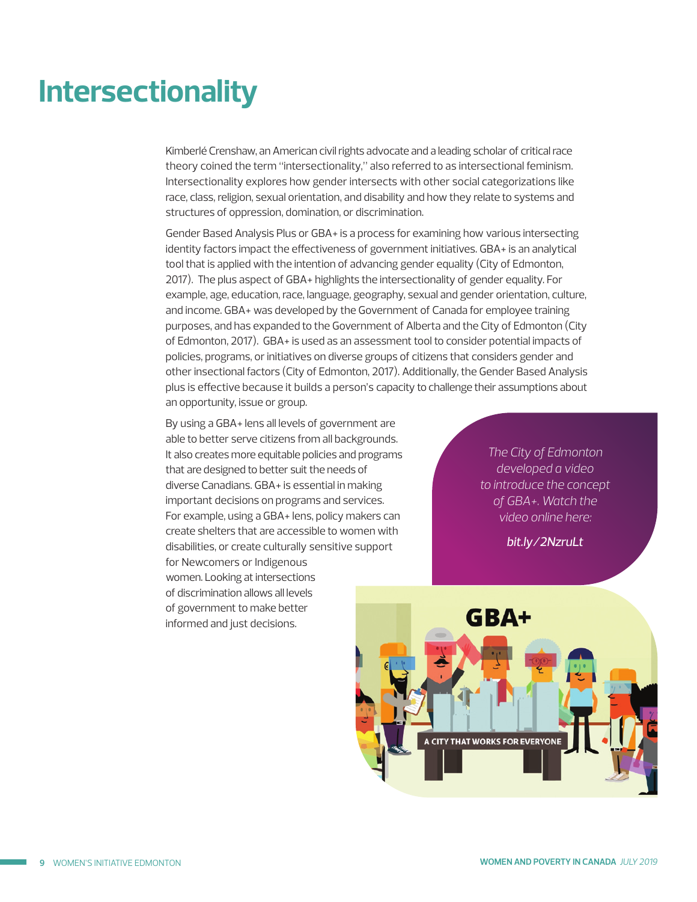# Intersectionality

Kimberlé Crenshaw, an American civil rights advocate and a leading scholar of critical race theory coined the term "intersectionality," also referred to as intersectional feminism. Intersectionality explores how gender intersects with other social categorizations like race, class, religion, sexual orientation, and disability and how they relate to systems and structures of oppression, domination, or discrimination.

Gender Based Analysis Plus or GBA+ is a process for examining how various intersecting identity factors impact the effectiveness of government initiatives. GBA+ is an analytical tool that is applied with the intention of advancing gender equality (City of Edmonton, 2017). The plus aspect of GBA+ highlights the intersectionality of gender equality. For example, age, education, race, language, geography, sexual and gender orientation, culture, and income. GBA+ was developed by the Government of Canada for employee training purposes, and has expanded to the Government of Alberta and the City of Edmonton (City of Edmonton, 2017). GBA+ is used as an assessment tool to consider potential impacts of policies, programs, or initiatives on diverse groups of citizens that considers gender and other insectional factors (City of Edmonton, 2017). Additionally, the Gender Based Analysis plus is effective because it builds a person's capacity to challenge their assumptions about an opportunity, issue or group.

By using a GBA+ lens all levels of government are able to better serve citizens from all backgrounds. It also creates more equitable policies and programs that are designed to better suit the needs of diverse Canadians. GBA+ is essential in making important decisions on programs and services. For example, using a GBA+ lens, policy makers can create shelters that are accessible to women with disabilities, or create culturally sensitive support for Newcomers or Indigenous women. Looking at intersections of discrimination allows all levels of government to make better informed and just decisions.

*The City of Edmonton developed a video to introduce the concept of GBA+. Watch the video online here:*

*bit.ly/2NzruLt*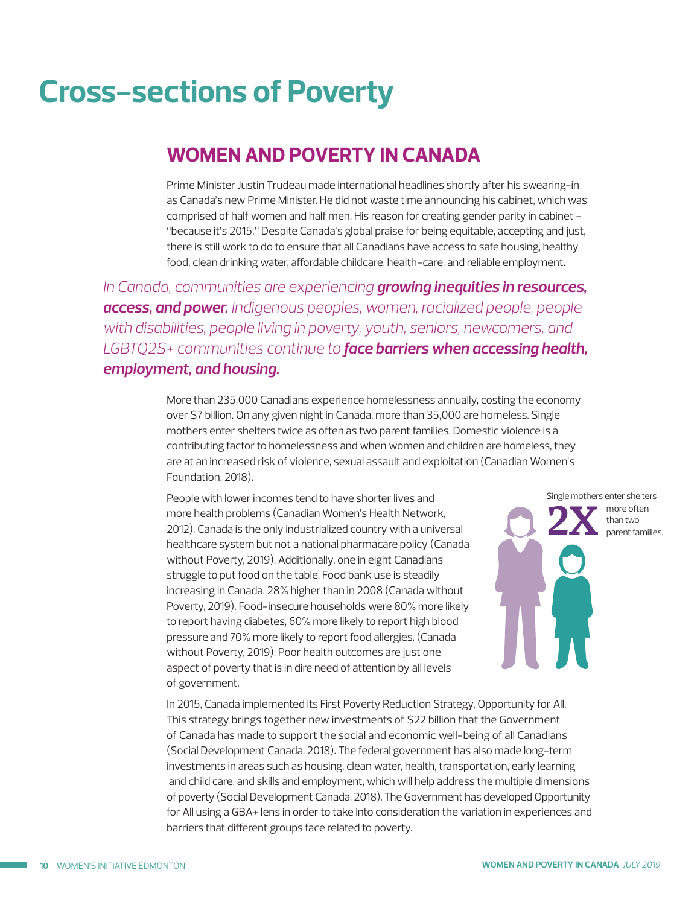# Cross-sections of Poverty

## WOMEN AND POVERTY IN CANADA

Prime Minister Justin Trudeau made international headlines shortly after his swearing-in as Canada's new Prime Minister. He did not waste time announcing his cabinet, which was comprised of half women and half men. His reason for creating gender parity in cabinet – "because it's 2015." Despite Canada's global praise for being equitable, accepting and just, there is still work to do to ensure that all Canadians have access to safe housing, healthy food, clean drinking water, affordable childcare, health-care, and reliable employment.

*In Canada, communities are experiencing* ***growing inequities in resources, access, and power.*** *Indigenous peoples, women, racialized people, people with disabilities, people living in poverty, youth, seniors, newcomers, and LGBTQ2S+ communities continue to* ***face barriers when accessing health, employment, and housing.***

More than 235,000 Canadians experience homelessness annually, costing the economy over $7 billion. On any given night in Canada, more than 35,000 are homeless. Single mothers enter shelters twice as often as two parent families. Domestic violence is a contributing factor to homelessness and when women and children are homeless, they are at an increased risk of violence, sexual assault and exploitation (Canadian Women's Foundation, 2018).

People with lower incomes tend to have shorter lives and more health problems (Canadian Women's Health Network, 2012). Canada is the only industrialized country with a universal healthcare system but not a national pharmacare policy (Canada without Poverty, 2019). Additionally, one in eight Canadians struggle to put food on the table. Food bank use is steadily increasing in Canada, 28% higher than in 2008 (Canada without Poverty, 2019). Food-insecure households were 80% more likely to report having diabetes, 60% more likely to report high blood pressure and 70% more likely to report food allergies. (Canada without Poverty, 2019). Poor health outcomes are just one aspect of poverty that is in dire need of attention by all levels of government.

Single mothers enter shelters **2X** more often than two parent families.

In 2015, Canada implemented its First Poverty Reduction Strategy, Opportunity for All. This strategy brings together new investments of $22 billion that the Government of Canada has made to support the social and economic well-being of all Canadians (Social Development Canada, 2018). The federal government has also made long-term investments in areas such as housing, clean water, health, transportation, early learning and child care, and skills and employment, which will help address the multiple dimensions of poverty (Social Development Canada, 2018). The Government has developed Opportunity for All using a GBA+ lens in order to take into consideration the variation in experiences and barriers that different groups face related to poverty.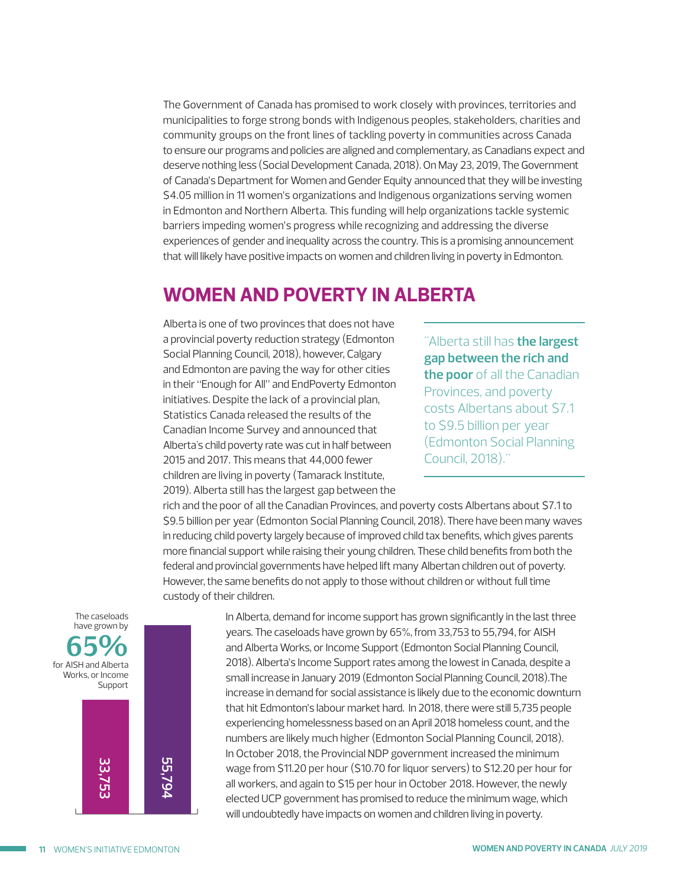The Government of Canada has promised to work closely with provinces, territories and municipalities to forge strong bonds with Indigenous peoples, stakeholders, charities and community groups on the front lines of tackling poverty in communities across Canada to ensure our programs and policies are aligned and complementary, as Canadians expect and deserve nothing less (Social Development Canada, 2018). On May 23, 2019, The Government of Canada's Department for Women and Gender Equity announced that they will be investing $4.05 million in 11 women's organizations and Indigenous organizations serving women in Edmonton and Northern Alberta. This funding will help organizations tackle systemic barriers impeding women's progress while recognizing and addressing the diverse experiences of gender and inequality across the country. This is a promising announcement that will likely have positive impacts on women and children living in poverty in Edmonton.

## WOMEN AND POVERTY IN ALBERTA

Alberta is one of two provinces that does not have a provincial poverty reduction strategy (Edmonton Social Planning Council, 2018), however, Calgary and Edmonton are paving the way for other cities in their "Enough for All" and EndPoverty Edmonton initiatives. Despite the lack of a provincial plan, Statistics Canada released the results of the Canadian Income Survey and announced that Alberta's child poverty rate was cut in half between 2015 and 2017. This means that 44,000 fewer children are living in poverty (Tamarack Institute, 2019). Alberta still has the largest gap between the rich and the poor of all the Canadian Provinces, and poverty costs Albertans about $7.1 to $9.5 billion per year (Edmonton Social Planning Council, 2018). There have been many waves in reducing child poverty largely because of improved child tax benefits, which gives parents more financial support while raising their young children. These child benefits from both the federal and provincial governments have helped lift many Albertan children out of poverty. However, the same benefits do not apply to those without children or without full time custody of their children.

> "Alberta still has **the largest gap between the rich and the poor** of all the Canadian Provinces, and poverty costs Albertans about $7.1 to $9.5 billion per year (Edmonton Social Planning Council, 2018)."

The caseloads have grown by **65%** for AISH and Alberta Works, or Income Support

| 33,753 | 55,794 |
|---|---|

In Alberta, demand for income support has grown significantly in the last three years. The caseloads have grown by 65%, from 33,753 to 55,794, for AISH and Alberta Works, or Income Support (Edmonton Social Planning Council, 2018). Alberta's Income Support rates among the lowest in Canada, despite a small increase in January 2019 (Edmonton Social Planning Council, 2018).The increase in demand for social assistance is likely due to the economic downturn that hit Edmonton's labour market hard. In 2018, there were still 5,735 people experiencing homelessness based on an April 2018 homeless count, and the numbers are likely much higher (Edmonton Social Planning Council, 2018). In October 2018, the Provincial NDP government increased the minimum wage from $11.20 per hour ($10.70 for liquor servers) to $12.20 per hour for all workers, and again to $15 per hour in October 2018. However, the newly elected UCP government has promised to reduce the minimum wage, which will undoubtedly have impacts on women and children living in poverty.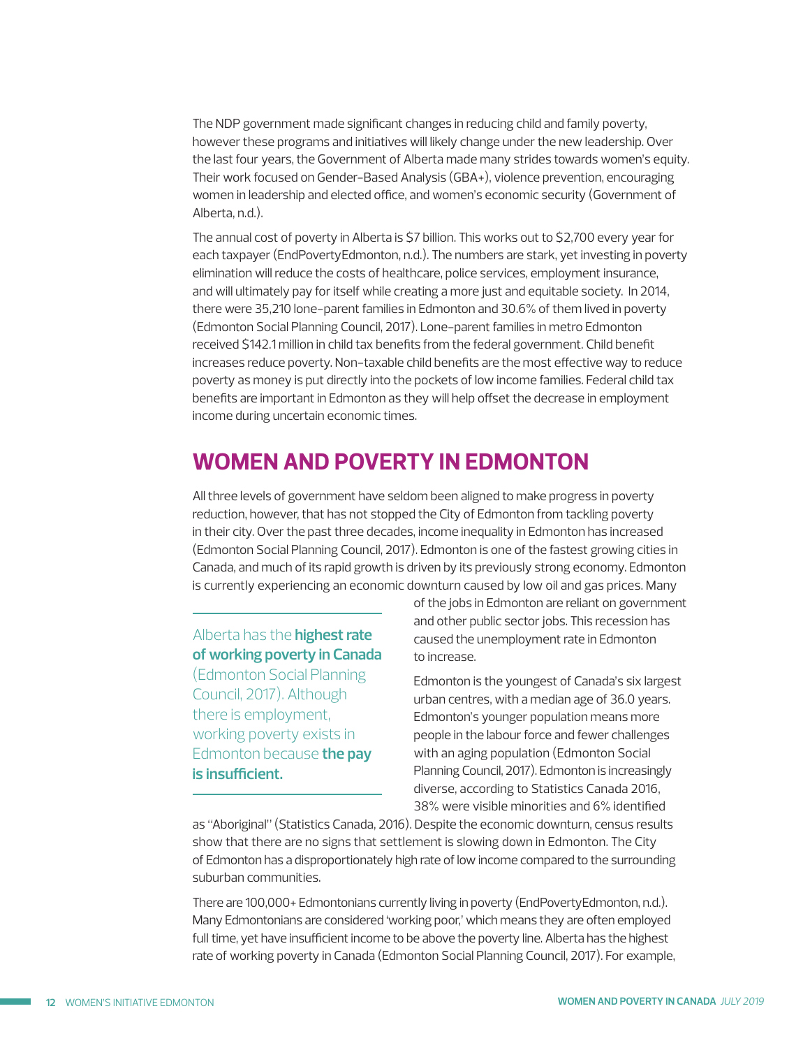The NDP government made significant changes in reducing child and family poverty, however these programs and initiatives will likely change under the new leadership. Over the last four years, the Government of Alberta made many strides towards women's equity. Their work focused on Gender-Based Analysis (GBA+), violence prevention, encouraging women in leadership and elected office, and women's economic security (Government of Alberta, n.d.).

The annual cost of poverty in Alberta is $7 billion. This works out to $2,700 every year for each taxpayer (EndPovertyEdmonton, n.d.). The numbers are stark, yet investing in poverty elimination will reduce the costs of healthcare, police services, employment insurance, and will ultimately pay for itself while creating a more just and equitable society. In 2014, there were 35,210 lone-parent families in Edmonton and 30.6% of them lived in poverty (Edmonton Social Planning Council, 2017). Lone-parent families in metro Edmonton received $142.1 million in child tax benefits from the federal government. Child benefit increases reduce poverty. Non-taxable child benefits are the most effective way to reduce poverty as money is put directly into the pockets of low income families. Federal child tax benefits are important in Edmonton as they will help offset the decrease in employment income during uncertain economic times.

## WOMEN AND POVERTY IN EDMONTON

All three levels of government have seldom been aligned to make progress in poverty reduction, however, that has not stopped the City of Edmonton from tackling poverty in their city. Over the past three decades, income inequality in Edmonton has increased (Edmonton Social Planning Council, 2017). Edmonton is one of the fastest growing cities in Canada, and much of its rapid growth is driven by its previously strong economy. Edmonton is currently experiencing an economic downturn caused by low oil and gas prices. Many of the jobs in Edmonton are reliant on government and other public sector jobs. This recession has caused the unemployment rate in Edmonton to increase.

> Alberta has the **highest rate of working poverty in Canada** (Edmonton Social Planning Council, 2017). Although there is employment, working poverty exists in Edmonton because **the pay is insufficient.**

Edmonton is the youngest of Canada's six largest urban centres, with a median age of 36.0 years. Edmonton's younger population means more people in the labour force and fewer challenges with an aging population (Edmonton Social Planning Council, 2017). Edmonton is increasingly diverse, according to Statistics Canada 2016, 38% were visible minorities and 6% identified as "Aboriginal" (Statistics Canada, 2016). Despite the economic downturn, census results show that there are no signs that settlement is slowing down in Edmonton. The City of Edmonton has a disproportionately high rate of low income compared to the surrounding suburban communities.

There are 100,000+ Edmontonians currently living in poverty (EndPovertyEdmonton, n.d.). Many Edmontonians are considered 'working poor,' which means they are often employed full time, yet have insufficient income to be above the poverty line. Alberta has the highest rate of working poverty in Canada (Edmonton Social Planning Council, 2017). For example,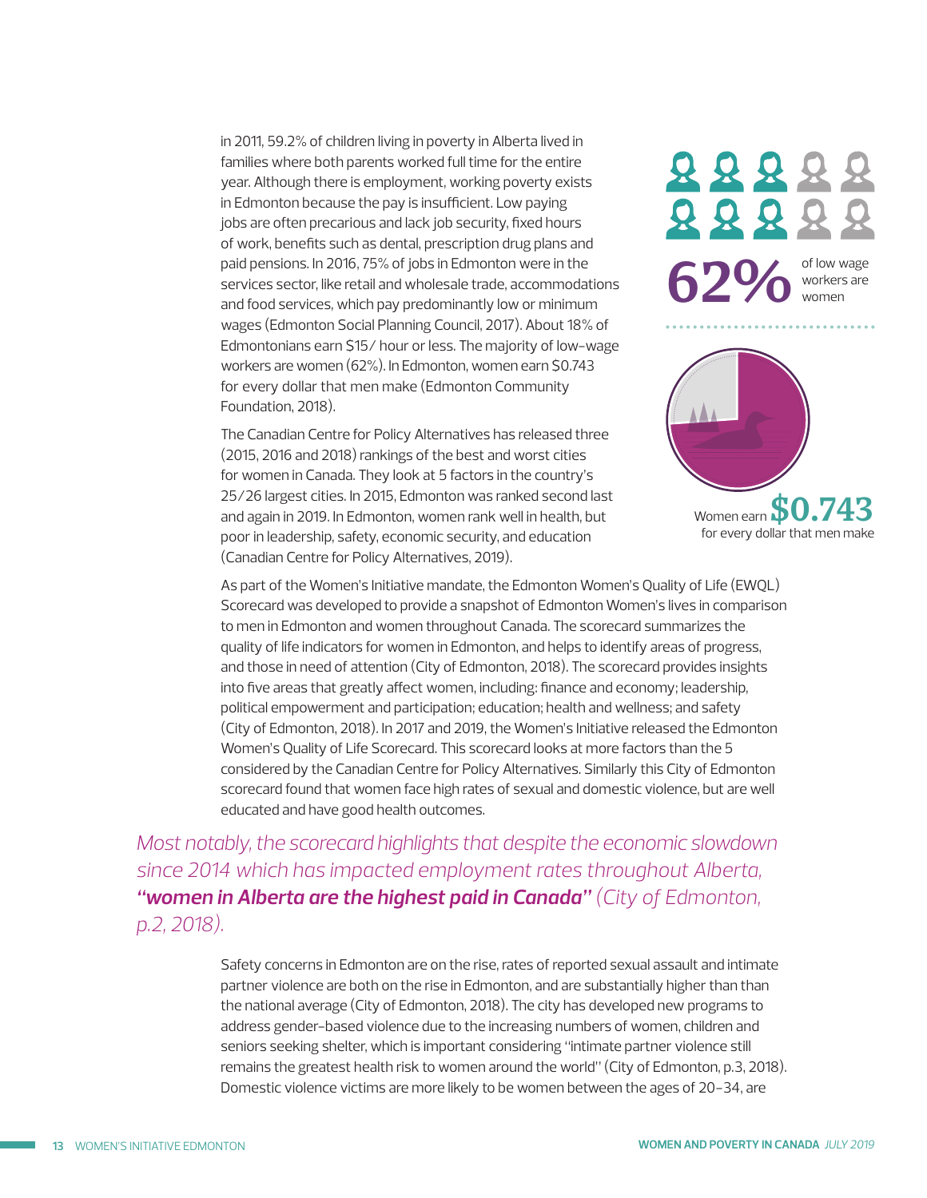in 2011, 59.2% of children living in poverty in Alberta lived in families where both parents worked full time for the entire year. Although there is employment, working poverty exists in Edmonton because the pay is insufficient. Low paying jobs are often precarious and lack job security, fixed hours of work, benefits such as dental, prescription drug plans and paid pensions. In 2016, 75% of jobs in Edmonton were in the services sector, like retail and wholesale trade, accommodations and food services, which pay predominantly low or minimum wages (Edmonton Social Planning Council, 2017). About 18% of Edmontonians earn $15/ hour or less. The majority of low-wage workers are women (62%). In Edmonton, women earn $0.743 for every dollar that men make (Edmonton Community Foundation, 2018).

**62%** of low wage workers are women

Women earn **$0.743** for every dollar that men make

The Canadian Centre for Policy Alternatives has released three (2015, 2016 and 2018) rankings of the best and worst cities for women in Canada. They look at 5 factors in the country's 25/26 largest cities. In 2015, Edmonton was ranked second last and again in 2019. In Edmonton, women rank well in health, but poor in leadership, safety, economic security, and education (Canadian Centre for Policy Alternatives, 2019).

As part of the Women's Initiative mandate, the Edmonton Women's Quality of Life (EWQL) Scorecard was developed to provide a snapshot of Edmonton Women's lives in comparison to men in Edmonton and women throughout Canada. The scorecard summarizes the quality of life indicators for women in Edmonton, and helps to identify areas of progress, and those in need of attention (City of Edmonton, 2018). The scorecard provides insights into five areas that greatly affect women, including: finance and economy; leadership, political empowerment and participation; education; health and wellness; and safety (City of Edmonton, 2018). In 2017 and 2019, the Women's Initiative released the Edmonton Women's Quality of Life Scorecard. This scorecard looks at more factors than the 5 considered by the Canadian Centre for Policy Alternatives. Similarly this City of Edmonton scorecard found that women face high rates of sexual and domestic violence, but are well educated and have good health outcomes.

*Most notably, the scorecard highlights that despite the economic slowdown since 2014 which has impacted employment rates throughout Alberta, **"women in Alberta are the highest paid in Canada"** (City of Edmonton, p.2, 2018).*

Safety concerns in Edmonton are on the rise, rates of reported sexual assault and intimate partner violence are both on the rise in Edmonton, and are substantially higher than than the national average (City of Edmonton, 2018). The city has developed new programs to address gender-based violence due to the increasing numbers of women, children and seniors seeking shelter, which is important considering "intimate partner violence still remains the greatest health risk to women around the world" (City of Edmonton, p.3, 2018). Domestic violence victims are more likely to be women between the ages of 20-34, are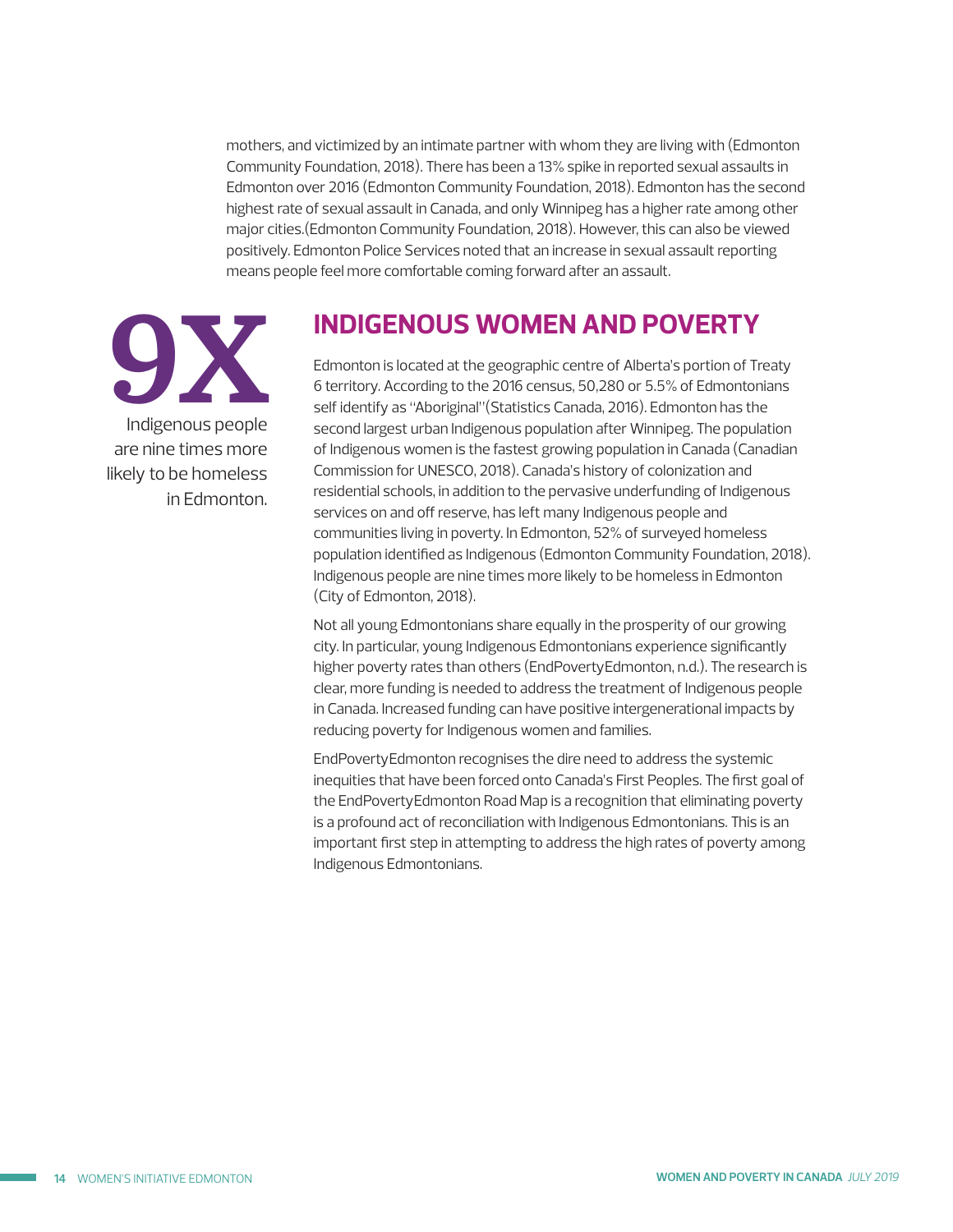mothers, and victimized by an intimate partner with whom they are living with (Edmonton Community Foundation, 2018). There has been a 13% spike in reported sexual assaults in Edmonton over 2016 (Edmonton Community Foundation, 2018). Edmonton has the second highest rate of sexual assault in Canada, and only Winnipeg has a higher rate among other major cities.(Edmonton Community Foundation, 2018). However, this can also be viewed positively. Edmonton Police Services noted that an increase in sexual assault reporting means people feel more comfortable coming forward after an assault.

**9X**

Indigenous people are nine times more likely to be homeless in Edmonton.

## INDIGENOUS WOMEN AND POVERTY

Edmonton is located at the geographic centre of Alberta's portion of Treaty 6 territory. According to the 2016 census, 50,280 or 5.5% of Edmontonians self identify as "Aboriginal"(Statistics Canada, 2016). Edmonton has the second largest urban Indigenous population after Winnipeg. The population of Indigenous women is the fastest growing population in Canada (Canadian Commission for UNESCO, 2018). Canada's history of colonization and residential schools, in addition to the pervasive underfunding of Indigenous services on and off reserve, has left many Indigenous people and communities living in poverty. In Edmonton, 52% of surveyed homeless population identified as Indigenous (Edmonton Community Foundation, 2018). Indigenous people are nine times more likely to be homeless in Edmonton (City of Edmonton, 2018).

Not all young Edmontonians share equally in the prosperity of our growing city. In particular, young Indigenous Edmontonians experience significantly higher poverty rates than others (EndPovertyEdmonton, n.d.). The research is clear, more funding is needed to address the treatment of Indigenous people in Canada. Increased funding can have positive intergenerational impacts by reducing poverty for Indigenous women and families.

EndPovertyEdmonton recognises the dire need to address the systemic inequities that have been forced onto Canada's First Peoples. The first goal of the EndPovertyEdmonton Road Map is a recognition that eliminating poverty is a profound act of reconciliation with Indigenous Edmontonians. This is an important first step in attempting to address the high rates of poverty among Indigenous Edmontonians.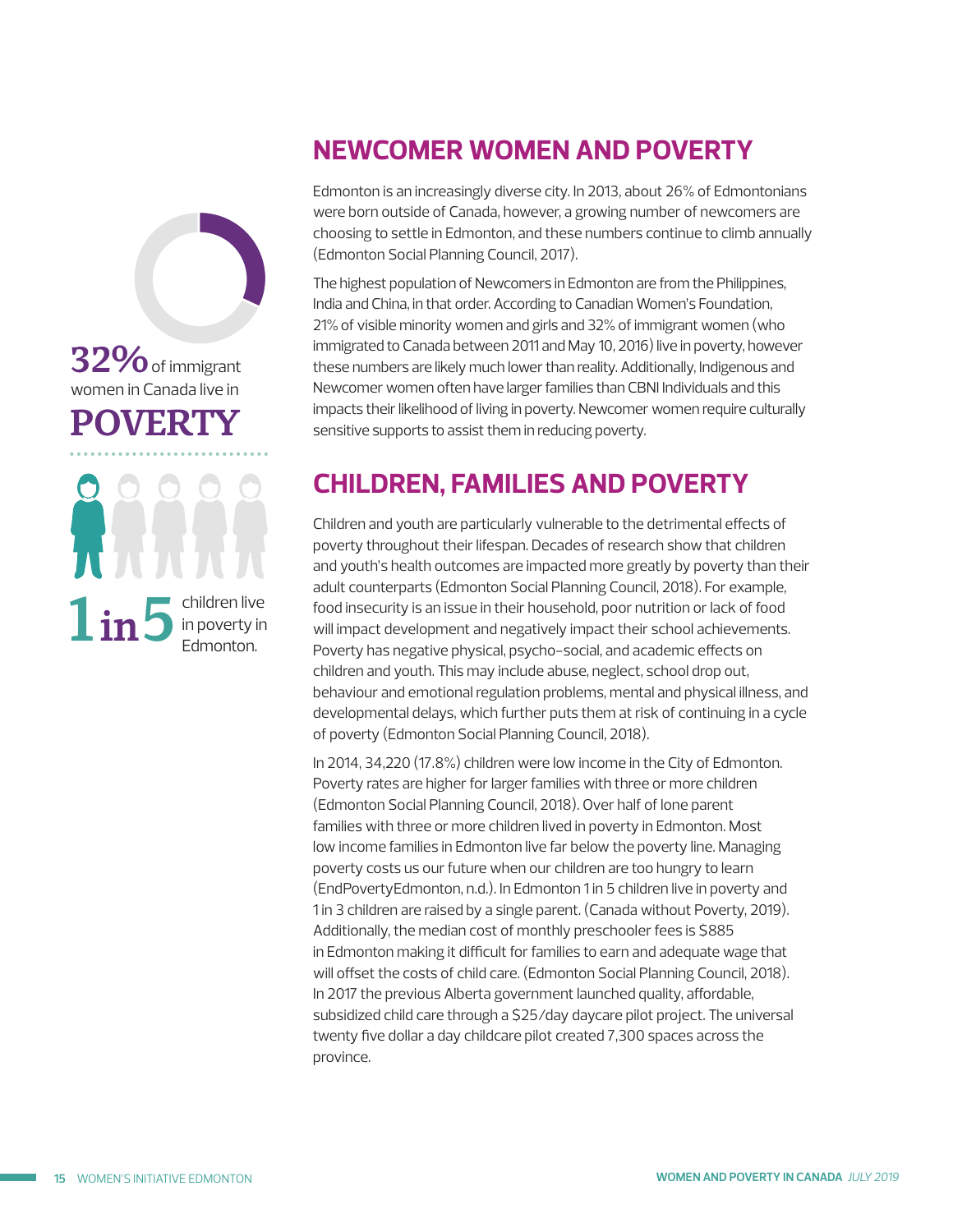**32%** of immigrant women in Canada live in **POVERTY**

**1 in 5** children live in poverty in Edmonton.

## NEWCOMER WOMEN AND POVERTY

Edmonton is an increasingly diverse city. In 2013, about 26% of Edmontonians were born outside of Canada, however, a growing number of newcomers are choosing to settle in Edmonton, and these numbers continue to climb annually (Edmonton Social Planning Council, 2017).

The highest population of Newcomers in Edmonton are from the Philippines, India and China, in that order. According to Canadian Women's Foundation, 21% of visible minority women and girls and 32% of immigrant women (who immigrated to Canada between 2011 and May 10, 2016) live in poverty, however these numbers are likely much lower than reality. Additionally, Indigenous and Newcomer women often have larger families than CBNI Individuals and this impacts their likelihood of living in poverty. Newcomer women require culturally sensitive supports to assist them in reducing poverty.

## CHILDREN, FAMILIES AND POVERTY

Children and youth are particularly vulnerable to the detrimental effects of poverty throughout their lifespan. Decades of research show that children and youth's health outcomes are impacted more greatly by poverty than their adult counterparts (Edmonton Social Planning Council, 2018). For example, food insecurity is an issue in their household, poor nutrition or lack of food will impact development and negatively impact their school achievements. Poverty has negative physical, psycho-social, and academic effects on children and youth. This may include abuse, neglect, school drop out, behaviour and emotional regulation problems, mental and physical illness, and developmental delays, which further puts them at risk of continuing in a cycle of poverty (Edmonton Social Planning Council, 2018).

In 2014, 34,220 (17.8%) children were low income in the City of Edmonton. Poverty rates are higher for larger families with three or more children (Edmonton Social Planning Council, 2018). Over half of lone parent families with three or more children lived in poverty in Edmonton. Most low income families in Edmonton live far below the poverty line. Managing poverty costs us our future when our children are too hungry to learn (EndPovertyEdmonton, n.d.). In Edmonton 1 in 5 children live in poverty and 1 in 3 children are raised by a single parent. (Canada without Poverty, 2019). Additionally, the median cost of monthly preschooler fees is $885 in Edmonton making it difficult for families to earn and adequate wage that will offset the costs of child care. (Edmonton Social Planning Council, 2018). In 2017 the previous Alberta government launched quality, affordable, subsidized child care through a $25/day daycare pilot project. The universal twenty five dollar a day childcare pilot created 7,300 spaces across the province.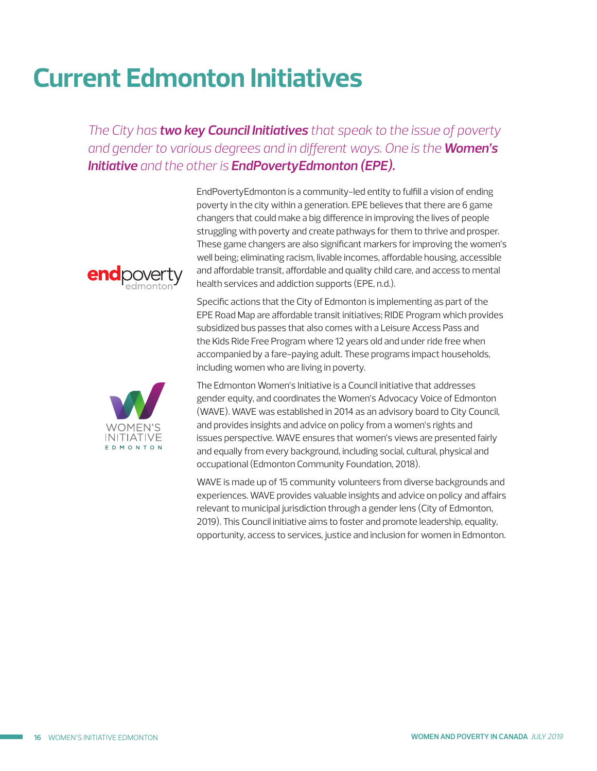# Current Edmonton Initiatives

*The City has **two key Council Initiatives** that speak to the issue of poverty and gender to various degrees and in different ways. One is the **Women's Initiative** and the other is **EndPovertyEdmonton (EPE).***

EndPovertyEdmonton is a community-led entity to fulfill a vision of ending poverty in the city within a generation. EPE believes that there are 6 game changers that could make a big difference in improving the lives of people struggling with poverty and create pathways for them to thrive and prosper. These game changers are also significant markers for improving the women's well being; eliminating racism, livable incomes, affordable housing, accessible and affordable transit, affordable and quality child care, and access to mental health services and addiction supports (EPE, n.d.).

Specific actions that the City of Edmonton is implementing as part of the EPE Road Map are affordable transit initiatives; RIDE Program which provides subsidized bus passes that also comes with a Leisure Access Pass and the Kids Ride Free Program where 12 years old and under ride free when accompanied by a fare-paying adult. These programs impact households, including women who are living in poverty.

The Edmonton Women's Initiative is a Council initiative that addresses gender equity, and coordinates the Women's Advocacy Voice of Edmonton (WAVE). WAVE was established in 2014 as an advisory board to City Council, and provides insights and advice on policy from a women's rights and issues perspective. WAVE ensures that women's views are presented fairly and equally from every background, including social, cultural, physical and occupational (Edmonton Community Foundation, 2018).

WAVE is made up of 15 community volunteers from diverse backgrounds and experiences. WAVE provides valuable insights and advice on policy and affairs relevant to municipal jurisdiction through a gender lens (City of Edmonton, 2019). This Council initiative aims to foster and promote leadership, equality, opportunity, access to services, justice and inclusion for women in Edmonton.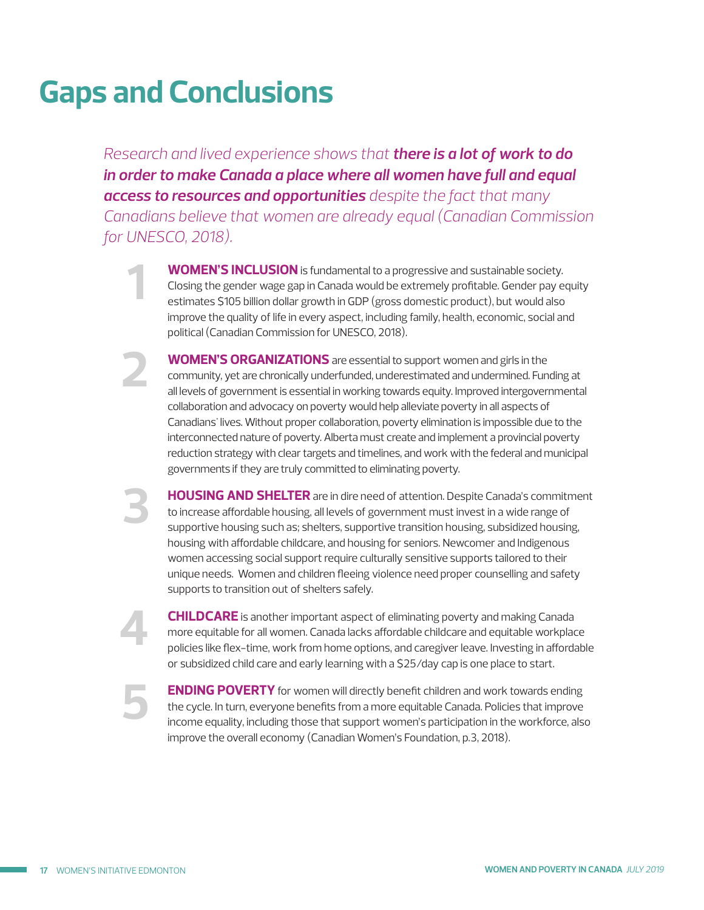# Gaps and Conclusions

*Research and lived experience shows that **there is a lot of work to do in order to make Canada a place where all women have full and equal access to resources and opportunities** despite the fact that many Canadians believe that women are already equal (Canadian Commission for UNESCO, 2018).*

1. **WOMEN'S INCLUSION** is fundamental to a progressive and sustainable society. Closing the gender wage gap in Canada would be extremely profitable. Gender pay equity estimates $105 billion dollar growth in GDP (gross domestic product), but would also improve the quality of life in every aspect, including family, health, economic, social and political (Canadian Commission for UNESCO, 2018).

2. **WOMEN'S ORGANIZATIONS** are essential to support women and girls in the community, yet are chronically underfunded, underestimated and undermined. Funding at all levels of government is essential in working towards equity. Improved intergovernmental collaboration and advocacy on poverty would help alleviate poverty in all aspects of Canadians' lives. Without proper collaboration, poverty elimination is impossible due to the interconnected nature of poverty. Alberta must create and implement a provincial poverty reduction strategy with clear targets and timelines, and work with the federal and municipal governments if they are truly committed to eliminating poverty.

3. **HOUSING AND SHELTER** are in dire need of attention. Despite Canada's commitment to increase affordable housing, all levels of government must invest in a wide range of supportive housing such as; shelters, supportive transition housing, subsidized housing, housing with affordable childcare, and housing for seniors. Newcomer and Indigenous women accessing social support require culturally sensitive supports tailored to their unique needs. Women and children fleeing violence need proper counselling and safety supports to transition out of shelters safely.

4. **CHILDCARE** is another important aspect of eliminating poverty and making Canada more equitable for all women. Canada lacks affordable childcare and equitable workplace policies like flex-time, work from home options, and caregiver leave. Investing in affordable or subsidized child care and early learning with a $25/day cap is one place to start.

5. **ENDING POVERTY** for women will directly benefit children and work towards ending the cycle. In turn, everyone benefits from a more equitable Canada. Policies that improve income equality, including those that support women's participation in the workforce, also improve the overall economy (Canadian Women's Foundation, p.3, 2018).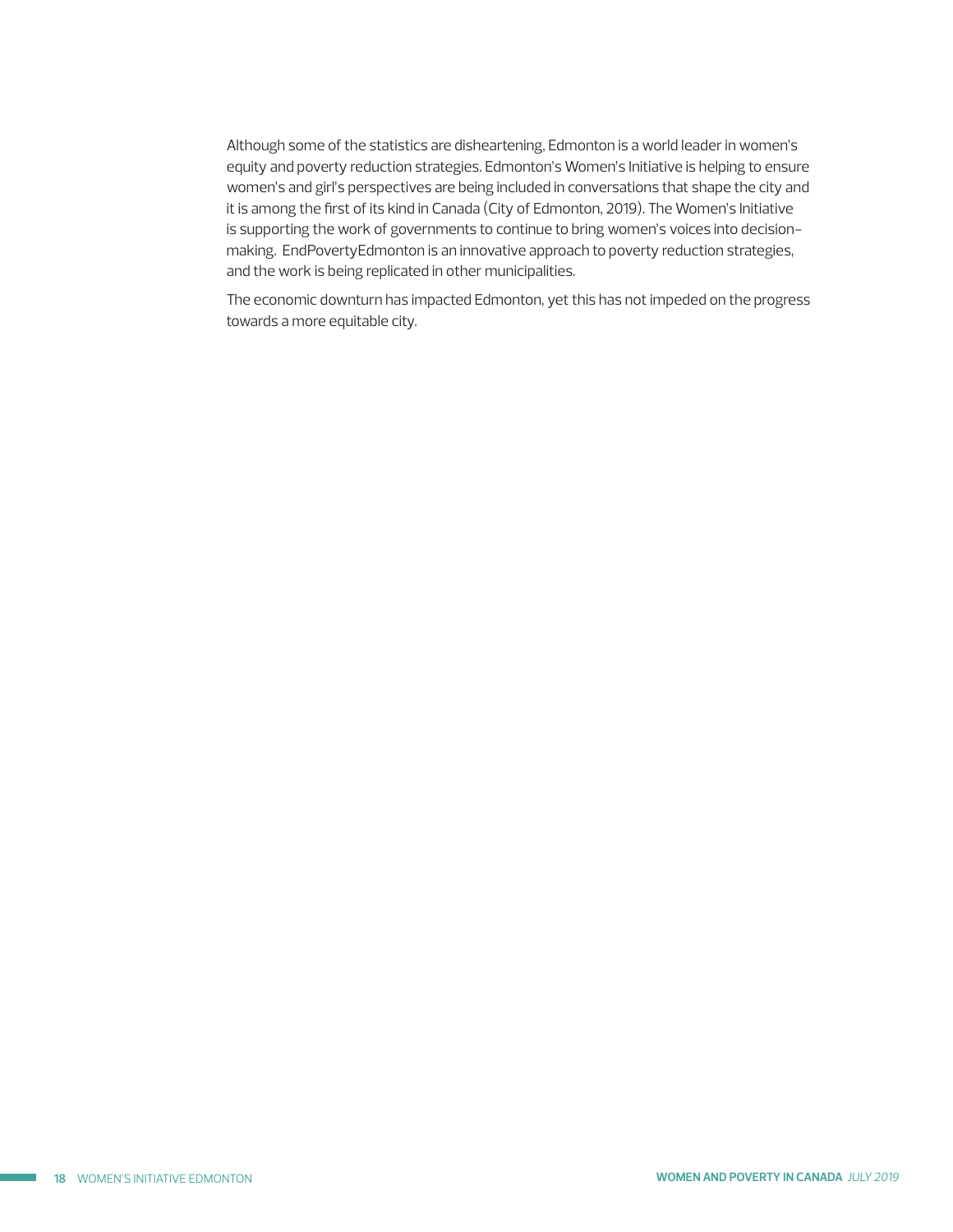Although some of the statistics are disheartening, Edmonton is a world leader in women's equity and poverty reduction strategies. Edmonton's Women's Initiative is helping to ensure women's and girl's perspectives are being included in conversations that shape the city and it is among the first of its kind in Canada (City of Edmonton, 2019). The Women's Initiative is supporting the work of governments to continue to bring women's voices into decision-making. EndPovertyEdmonton is an innovative approach to poverty reduction strategies, and the work is being replicated in other municipalities.

The economic downturn has impacted Edmonton, yet this has not impeded on the progress towards a more equitable city.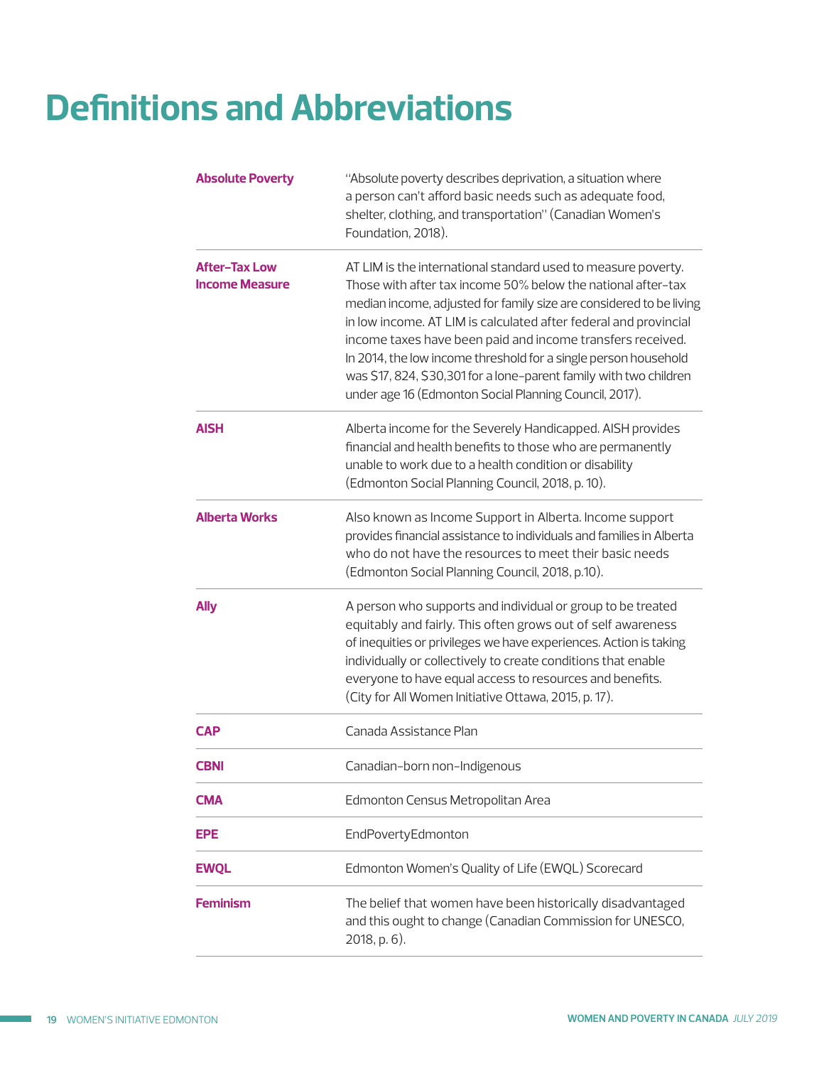# Definitions and Abbreviations

| | |
|---|---|
| **Absolute Poverty** | "Absolute poverty describes deprivation, a situation where a person can't afford basic needs such as adequate food, shelter, clothing, and transportation" (Canadian Women's Foundation, 2018). |
| **After-Tax Low Income Measure** | AT LIM is the international standard used to measure poverty. Those with after tax income 50% below the national after-tax median income, adjusted for family size are considered to be living in low income. AT LIM is calculated after federal and provincial income taxes have been paid and income transfers received. In 2014, the low income threshold for a single person household was $17, 824, $30,301 for a lone-parent family with two children under age 16 (Edmonton Social Planning Council, 2017). |
| **AISH** | Alberta income for the Severely Handicapped. AISH provides financial and health benefits to those who are permanently unable to work due to a health condition or disability (Edmonton Social Planning Council, 2018, p. 10). |
| **Alberta Works** | Also known as Income Support in Alberta. Income support provides financial assistance to individuals and families in Alberta who do not have the resources to meet their basic needs (Edmonton Social Planning Council, 2018, p.10). |
| **Ally** | A person who supports and individual or group to be treated equitably and fairly. This often grows out of self awareness of inequities or privileges we have experiences. Action is taking individually or collectively to create conditions that enable everyone to have equal access to resources and benefits. (City for All Women Initiative Ottawa, 2015, p. 17). |
| **CAP** | Canada Assistance Plan |
| **CBNI** | Canadian-born non-Indigenous |
| **CMA** | Edmonton Census Metropolitan Area |
| **EPE** | EndPovertyEdmonton |
| **EWQL** | Edmonton Women's Quality of Life (EWQL) Scorecard |
| **Feminism** | The belief that women have been historically disadvantaged and this ought to change (Canadian Commission for UNESCO, 2018, p. 6). |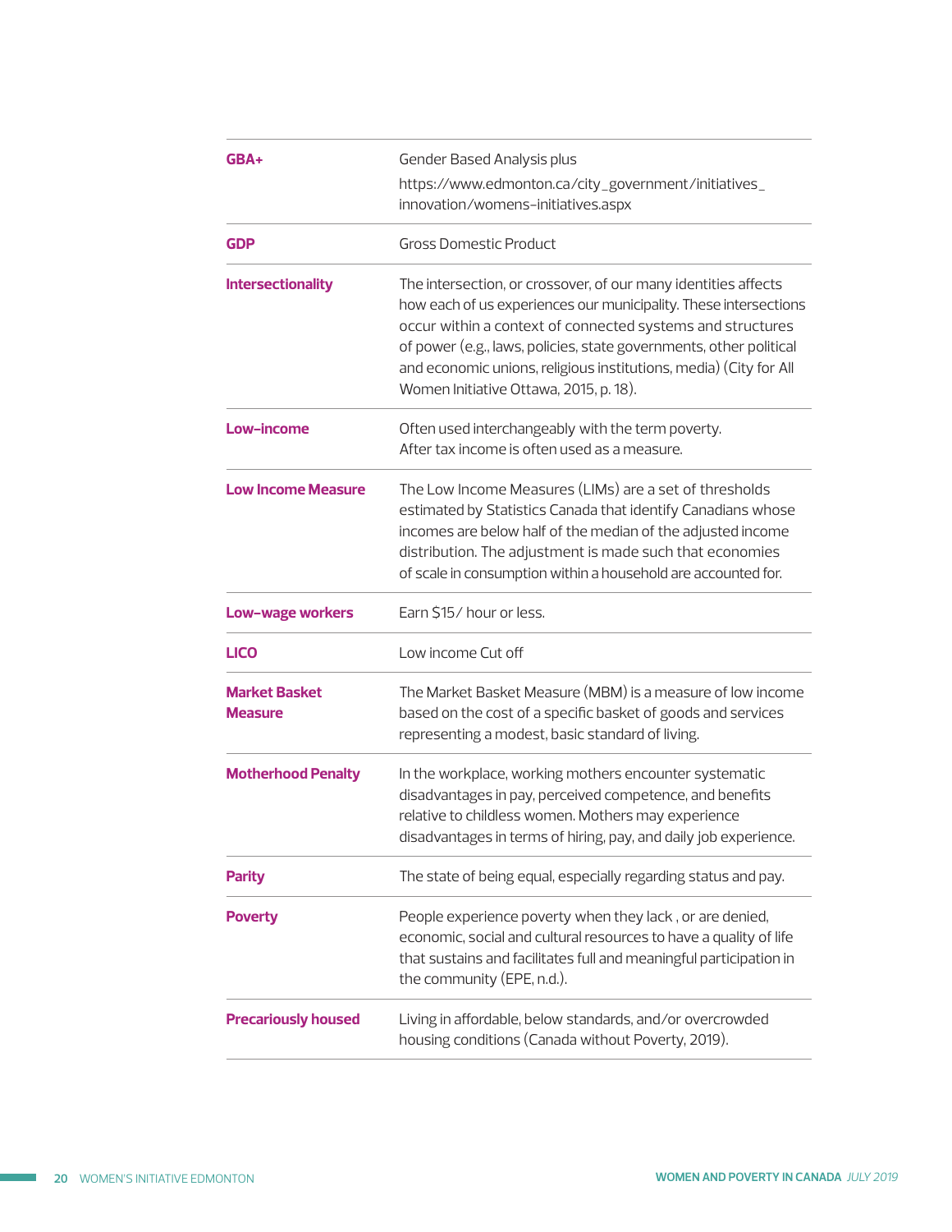| | |
|---|---|
| **GBA+** | Gender Based Analysis plus<br>https://www.edmonton.ca/city_government/initiatives_innovation/womens-initiatives.aspx |
| **GDP** | Gross Domestic Product |
| **Intersectionality** | The intersection, or crossover, of our many identities affects how each of us experiences our municipality. These intersections occur within a context of connected systems and structures of power (e.g., laws, policies, state governments, other political and economic unions, religious institutions, media) (City for All Women Initiative Ottawa, 2015, p. 18). |
| **Low-income** | Often used interchangeably with the term poverty.<br>After tax income is often used as a measure. |
| **Low Income Measure** | The Low Income Measures (LIMs) are a set of thresholds estimated by Statistics Canada that identify Canadians whose incomes are below half of the median of the adjusted income distribution. The adjustment is made such that economies of scale in consumption within a household are accounted for. |
| **Low-wage workers** | Earn $15/ hour or less. |
| **LICO** | Low income Cut off |
| **Market Basket Measure** | The Market Basket Measure (MBM) is a measure of low income based on the cost of a specific basket of goods and services representing a modest, basic standard of living. |
| **Motherhood Penalty** | In the workplace, working mothers encounter systematic disadvantages in pay, perceived competence, and benefits relative to childless women. Mothers may experience disadvantages in terms of hiring, pay, and daily job experience. |
| **Parity** | The state of being equal, especially regarding status and pay. |
| **Poverty** | People experience poverty when they lack , or are denied, economic, social and cultural resources to have a quality of life that sustains and facilitates full and meaningful participation in the community (EPE, n.d.). |
| **Precariously housed** | Living in affordable, below standards, and/or overcrowded housing conditions (Canada without Poverty, 2019). |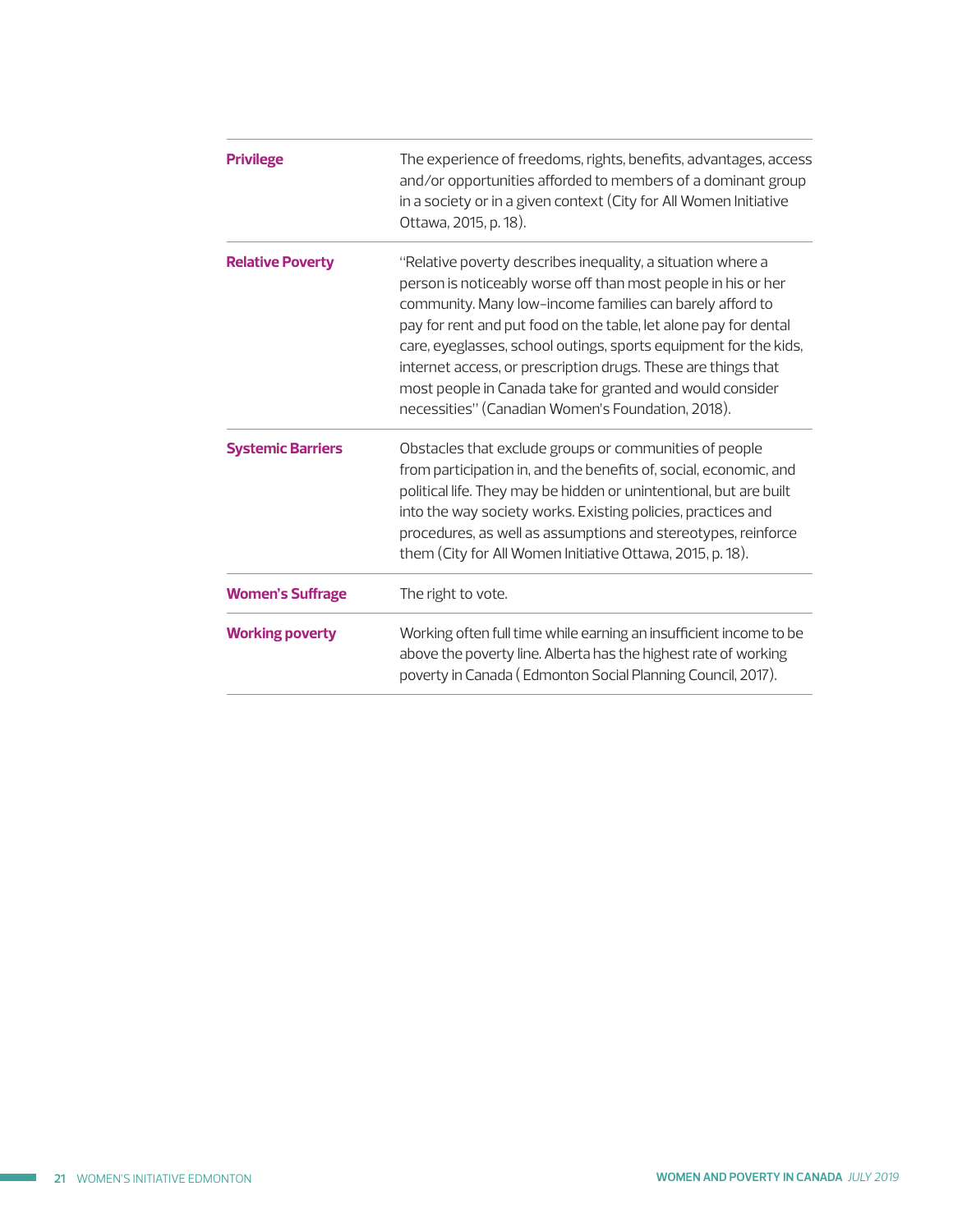| | |
|---|---|
| **Privilege** | The experience of freedoms, rights, benefits, advantages, access and/or opportunities afforded to members of a dominant group in a society or in a given context (City for All Women Initiative Ottawa, 2015, p. 18). |
| **Relative Poverty** | "Relative poverty describes inequality, a situation where a person is noticeably worse off than most people in his or her community. Many low-income families can barely afford to pay for rent and put food on the table, let alone pay for dental care, eyeglasses, school outings, sports equipment for the kids, internet access, or prescription drugs. These are things that most people in Canada take for granted and would consider necessities" (Canadian Women's Foundation, 2018). |
| **Systemic Barriers** | Obstacles that exclude groups or communities of people from participation in, and the benefits of, social, economic, and political life. They may be hidden or unintentional, but are built into the way society works. Existing policies, practices and procedures, as well as assumptions and stereotypes, reinforce them (City for All Women Initiative Ottawa, 2015, p. 18). |
| **Women's Suffrage** | The right to vote. |
| **Working poverty** | Working often full time while earning an insufficient income to be above the poverty line. Alberta has the highest rate of working poverty in Canada ( Edmonton Social Planning Council, 2017). |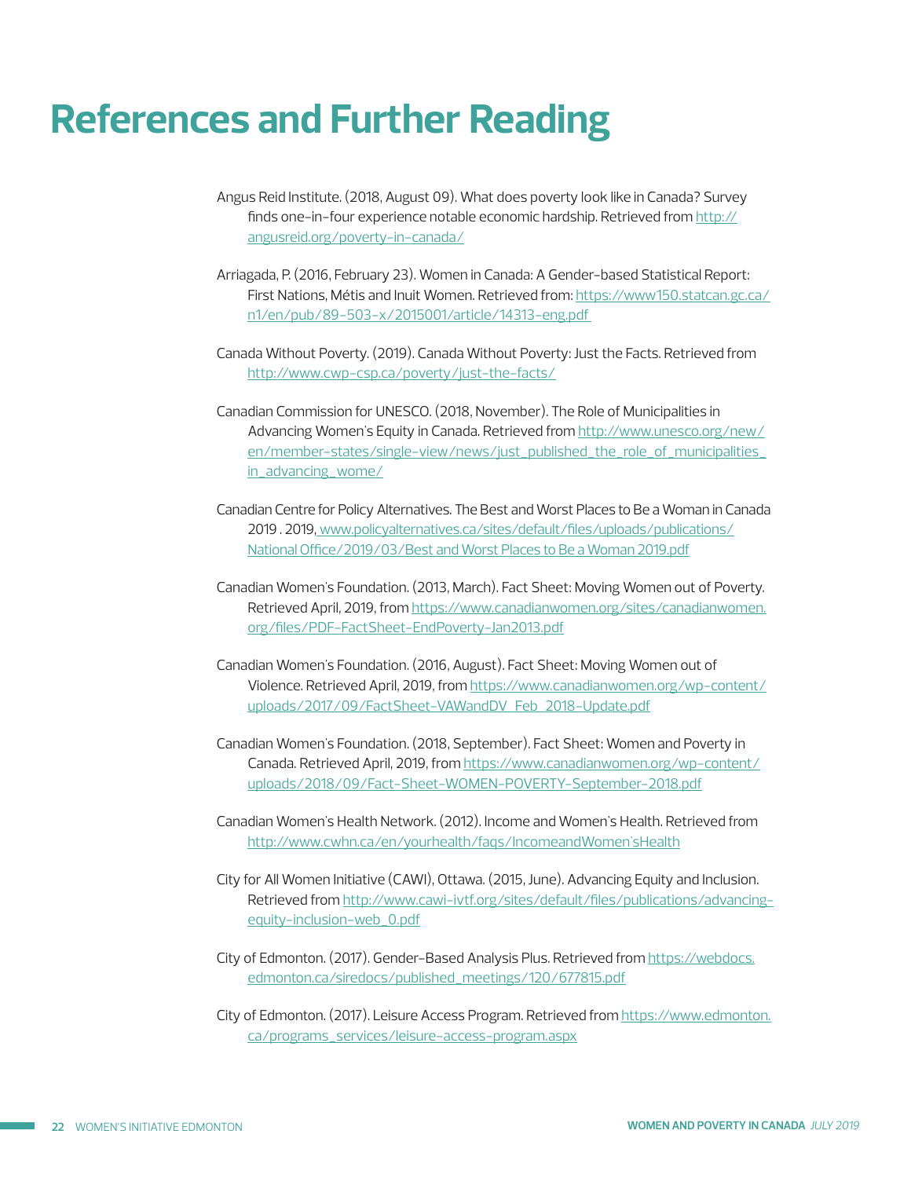# References and Further Reading

Angus Reid Institute. (2018, August 09). What does poverty look like in Canada? Survey finds one-in-four experience notable economic hardship. Retrieved from http://angusreid.org/poverty-in-canada/

Arriagada, P. (2016, February 23). Women in Canada: A Gender-based Statistical Report: First Nations, Métis and Inuit Women. Retrieved from: https://www150.statcan.gc.ca/n1/en/pub/89-503-x/2015001/article/14313-eng.pdf

Canada Without Poverty. (2019). Canada Without Poverty: Just the Facts. Retrieved from http://www.cwp-csp.ca/poverty/just-the-facts/

Canadian Commission for UNESCO. (2018, November). The Role of Municipalities in Advancing Women's Equity in Canada. Retrieved from http://www.unesco.org/new/en/member-states/single-view/news/just_published_the_role_of_municipalities_in_advancing_wome/

Canadian Centre for Policy Alternatives. The Best and Worst Places to Be a Woman in Canada 2019 . 2019, www.policyalternatives.ca/sites/default/files/uploads/publications/National Office/2019/03/Best and Worst Places to Be a Woman 2019.pdf

Canadian Women's Foundation. (2013, March). Fact Sheet: Moving Women out of Poverty. Retrieved April, 2019, from https://www.canadianwomen.org/sites/canadianwomen.org/files/PDF-FactSheet-EndPoverty-Jan2013.pdf

Canadian Women's Foundation. (2016, August). Fact Sheet: Moving Women out of Violence. Retrieved April, 2019, from https://www.canadianwomen.org/wp-content/uploads/2017/09/FactSheet-VAWandDV_Feb_2018-Update.pdf

Canadian Women's Foundation. (2018, September). Fact Sheet: Women and Poverty in Canada. Retrieved April, 2019, from https://www.canadianwomen.org/wp-content/uploads/2018/09/Fact-Sheet-WOMEN-POVERTY-September-2018.pdf

Canadian Women's Health Network. (2012). Income and Women's Health. Retrieved from http://www.cwhn.ca/en/yourhealth/faqs/IncomeandWomen'sHealth

City for All Women Initiative (CAWI), Ottawa. (2015, June). Advancing Equity and Inclusion. Retrieved from http://www.cawi-ivtf.org/sites/default/files/publications/advancing-equity-inclusion-web_0.pdf

City of Edmonton. (2017). Gender-Based Analysis Plus. Retrieved from https://webdocs.edmonton.ca/siredocs/published_meetings/120/677815.pdf

City of Edmonton. (2017). Leisure Access Program. Retrieved from https://www.edmonton.ca/programs_services/leisure-access-program.aspx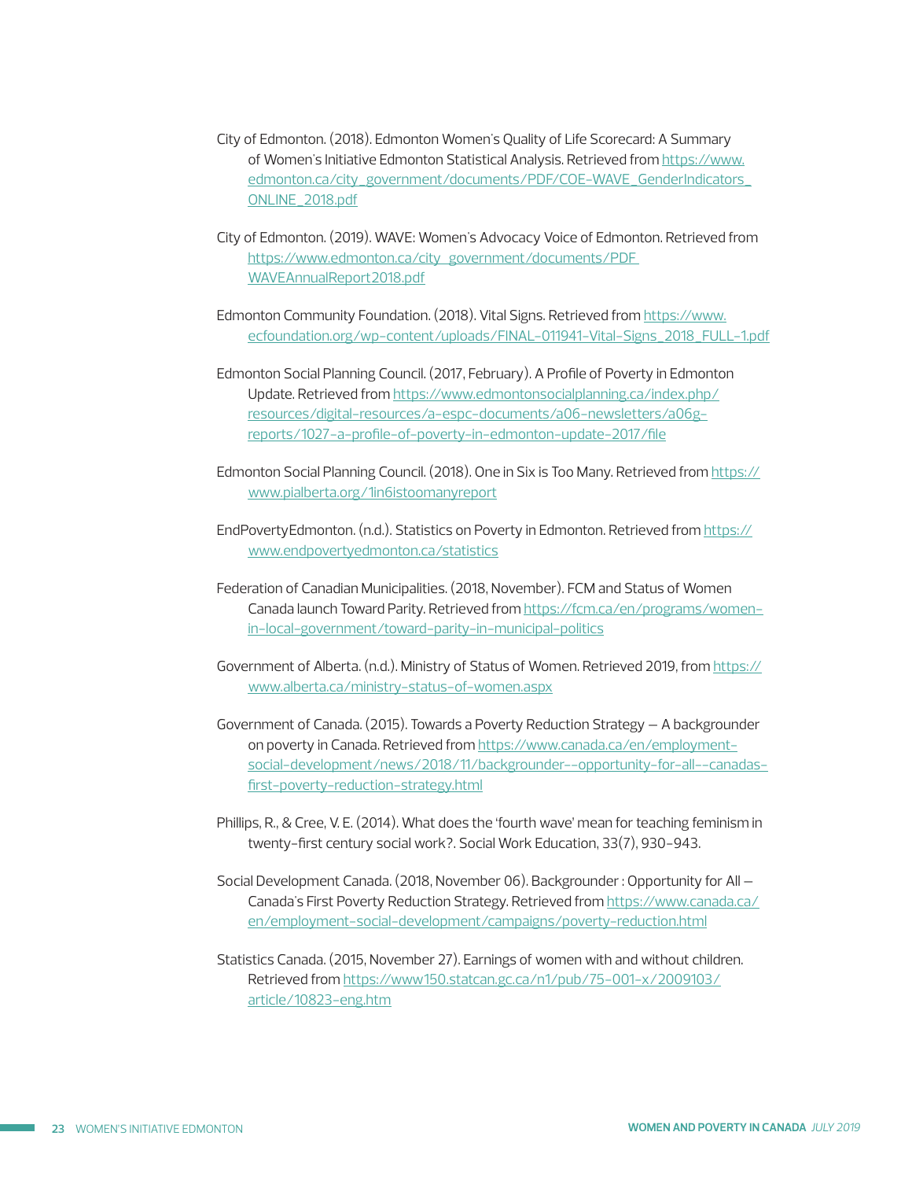City of Edmonton. (2018). Edmonton Women's Quality of Life Scorecard: A Summary of Women's Initiative Edmonton Statistical Analysis. Retrieved from https://www.edmonton.ca/city_government/documents/PDF/COE-WAVE_GenderIndicators_ONLINE_2018.pdf

City of Edmonton. (2019). WAVE: Women's Advocacy Voice of Edmonton. Retrieved from https://www.edmonton.ca/city_government/documents/PDF WAVEAnnualReport2018.pdf

Edmonton Community Foundation. (2018). Vital Signs. Retrieved from https://www.ecfoundation.org/wp-content/uploads/FINAL-011941-Vital-Signs_2018_FULL-1.pdf

Edmonton Social Planning Council. (2017, February). A Profile of Poverty in Edmonton Update. Retrieved from https://www.edmontonsocialplanning.ca/index.php/resources/digital-resources/a-espc-documents/a06-newsletters/a06g-reports/1027-a-profile-of-poverty-in-edmonton-update-2017/file

Edmonton Social Planning Council. (2018). One in Six is Too Many. Retrieved from https://www.pialberta.org/1in6istoomanyreport

EndPovertyEdmonton. (n.d.). Statistics on Poverty in Edmonton. Retrieved from https://www.endpovertyedmonton.ca/statistics

Federation of Canadian Municipalities. (2018, November). FCM and Status of Women Canada launch Toward Parity. Retrieved from https://fcm.ca/en/programs/women-in-local-government/toward-parity-in-municipal-politics

Government of Alberta. (n.d.). Ministry of Status of Women. Retrieved 2019, from https://www.alberta.ca/ministry-status-of-women.aspx

Government of Canada. (2015). Towards a Poverty Reduction Strategy – A backgrounder on poverty in Canada. Retrieved from https://www.canada.ca/en/employment-social-development/news/2018/11/backgrounder--opportunity-for-all--canadas-first-poverty-reduction-strategy.html

Phillips, R., & Cree, V. E. (2014). What does the 'fourth wave' mean for teaching feminism in twenty-first century social work?. Social Work Education, 33(7), 930-943.

Social Development Canada. (2018, November 06). Backgrounder : Opportunity for All – Canada's First Poverty Reduction Strategy. Retrieved from https://www.canada.ca/en/employment-social-development/campaigns/poverty-reduction.html

Statistics Canada. (2015, November 27). Earnings of women with and without children. Retrieved from https://www150.statcan.gc.ca/n1/pub/75-001-x/2009103/article/10823-eng.htm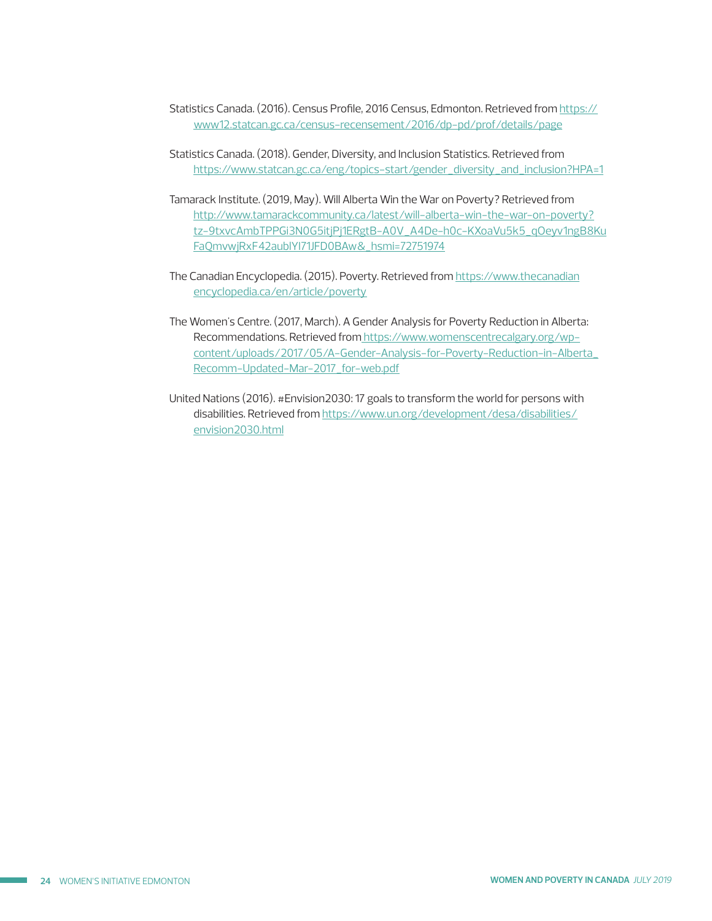Statistics Canada. (2016). Census Profile, 2016 Census, Edmonton. Retrieved from https://www12.statcan.gc.ca/census-recensement/2016/dp-pd/prof/details/page

Statistics Canada. (2018). Gender, Diversity, and Inclusion Statistics. Retrieved from https://www.statcan.gc.ca/eng/topics-start/gender_diversity_and_inclusion?HPA=1

Tamarack Institute. (2019, May). Will Alberta Win the War on Poverty? Retrieved from http://www.tamarackcommunity.ca/latest/will-alberta-win-the-war-on-poverty?tz-9txvcAmbTPPGi3N0G5itjPj1ERgtB-A0V_A4De-h0c-KXoaVu5k5_qOeyv1ngB8KuFaQmvwjRxF42aublYI71JFD0BAw&_hsmi=72751974

The Canadian Encyclopedia. (2015). Poverty. Retrieved from https://www.thecanadianencyclopedia.ca/en/article/poverty

The Women's Centre. (2017, March). A Gender Analysis for Poverty Reduction in Alberta: Recommendations. Retrieved from https://www.womenscentrecalgary.org/wp-content/uploads/2017/05/A-Gender-Analysis-for-Poverty-Reduction-in-Alberta_Recomm-Updated-Mar-2017_for-web.pdf

United Nations (2016). #Envision2030: 17 goals to transform the world for persons with disabilities. Retrieved from https://www.un.org/development/desa/disabilities/envision2030.html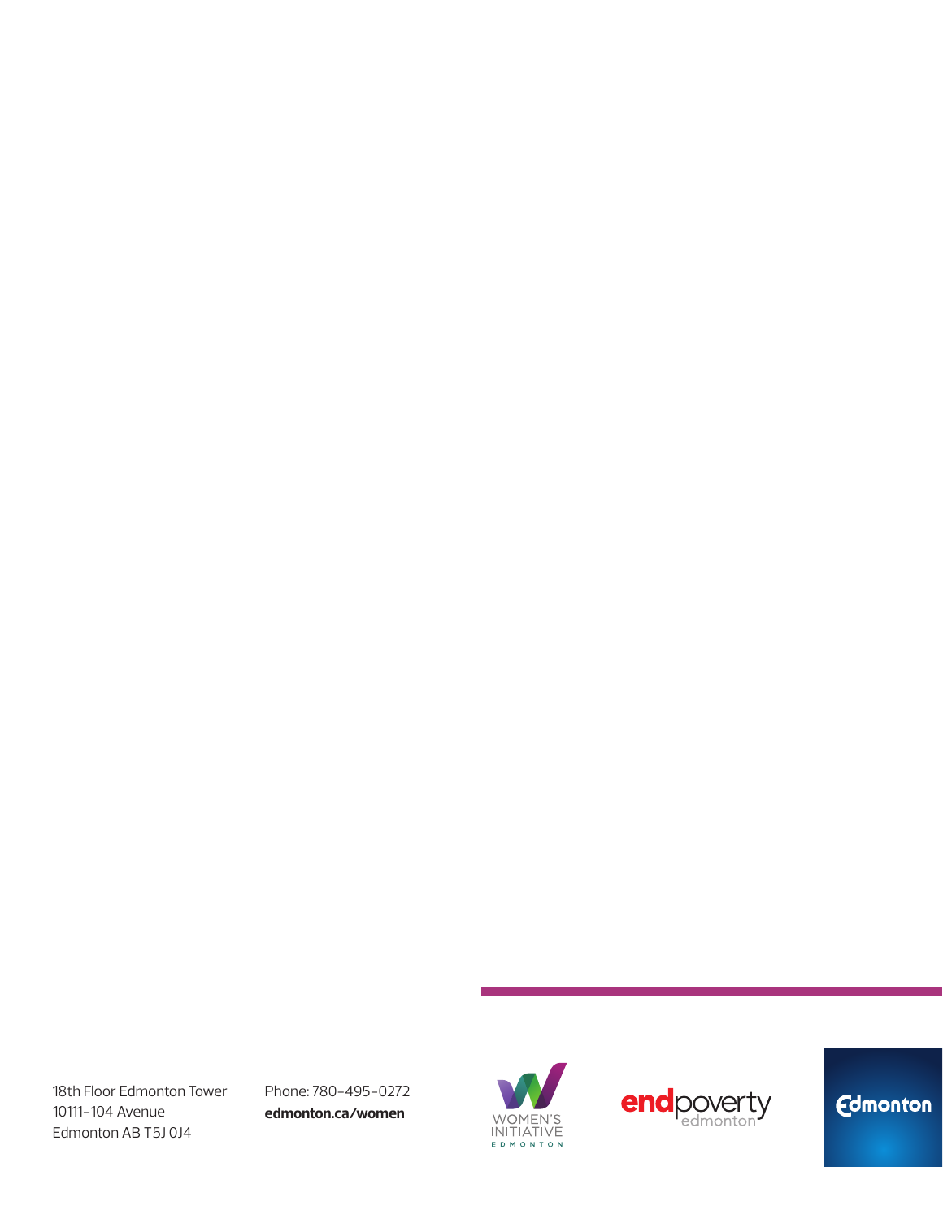18th Floor Edmonton Tower
10111–104 Avenue
Edmonton AB T5J 0J4

Phone: 780–495–0272
**edmonton.ca/women**

WOMEN'S INITIATIVE EDMONTON

endpoverty edmonton

Edmonton